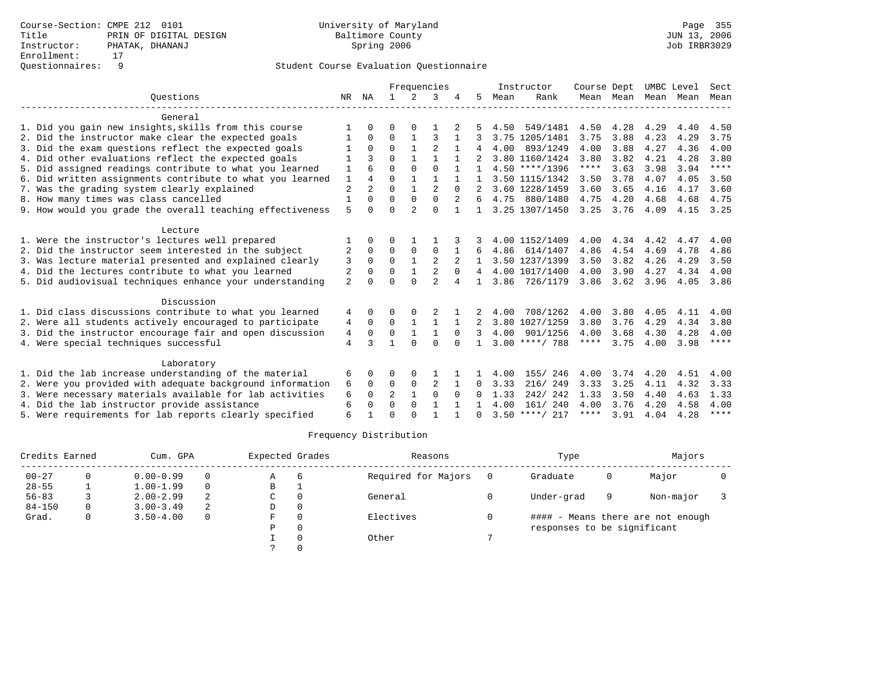Course-Section: CMPE 212 0101
Title: PRIN OF DIGITAL DESIGN
Instructor: PHATAK, DHANANJ
Enrollment: 17
Questionnaires: 9

University of Maryland
Baltimore County
Spring 2006

JUN 13, 2006
Job IRBR3029

Student Course Evaluation Questionnaire

| Questions | NR | NA | 1 | 2 | 3 | 4 | 5 | Instructor Mean | Instructor Rank | Course Mean | Dept Mean | UMBC Mean | Level Mean | Sect Mean |
|---|---|---|---|---|---|---|---|---|---|---|---|---|---|---|
| **General** | | | | | | | | | | | | | | |
| 1. Did you gain new insights,skills from this course | 1 | 0 | 0 | 0 | 1 | 2 | 5 | 4.50 | 549/1481 | 4.50 | 4.28 | 4.29 | 4.40 | 4.50 |
| 2. Did the instructor make clear the expected goals | 1 | 0 | 0 | 1 | 3 | 1 | 3 | 3.75 | 1205/1481 | 3.75 | 3.88 | 4.23 | 4.29 | 3.75 |
| 3. Did the exam questions reflect the expected goals | 1 | 0 | 0 | 1 | 2 | 1 | 4 | 4.00 | 893/1249 | 4.00 | 3.88 | 4.27 | 4.36 | 4.00 |
| 4. Did other evaluations reflect the expected goals | 1 | 3 | 0 | 1 | 1 | 1 | 2 | 3.80 | 1160/1424 | 3.80 | 3.82 | 4.21 | 4.28 | 3.80 |
| 5. Did assigned readings contribute to what you learned | 1 | 6 | 0 | 0 | 0 | 1 | 1 | 4.50 | ****/1396 | **** | 3.63 | 3.98 | 3.94 | **** |
| 6. Did written assignments contribute to what you learned | 1 | 4 | 0 | 1 | 1 | 1 | 1 | 3.50 | 1115/1342 | 3.50 | 3.78 | 4.07 | 4.05 | 3.50 |
| 7. Was the grading system clearly explained | 2 | 2 | 0 | 1 | 2 | 0 | 2 | 3.60 | 1228/1459 | 3.60 | 3.65 | 4.16 | 4.17 | 3.60 |
| 8. How many times was class cancelled | 1 | 0 | 0 | 0 | 0 | 2 | 6 | 4.75 | 880/1480 | 4.75 | 4.20 | 4.68 | 4.68 | 4.75 |
| 9. How would you grade the overall teaching effectiveness | 5 | 0 | 0 | 2 | 0 | 1 | 1 | 3.25 | 1307/1450 | 3.25 | 3.76 | 4.09 | 4.15 | 3.25 |
| **Lecture** | | | | | | | | | | | | | | |
| 1. Were the instructor's lectures well prepared | 1 | 0 | 0 | 1 | 1 | 3 | 3 | 4.00 | 1152/1409 | 4.00 | 4.34 | 4.42 | 4.47 | 4.00 |
| 2. Did the instructor seem interested in the subject | 2 | 0 | 0 | 0 | 0 | 1 | 6 | 4.86 | 614/1407 | 4.86 | 4.54 | 4.69 | 4.78 | 4.86 |
| 3. Was lecture material presented and explained clearly | 3 | 0 | 0 | 1 | 2 | 2 | 1 | 3.50 | 1237/1399 | 3.50 | 3.82 | 4.26 | 4.29 | 3.50 |
| 4. Did the lectures contribute to what you learned | 2 | 0 | 0 | 1 | 2 | 0 | 4 | 4.00 | 1017/1400 | 4.00 | 3.90 | 4.27 | 4.34 | 4.00 |
| 5. Did audiovisual techniques enhance your understanding | 2 | 0 | 0 | 0 | 2 | 4 | 1 | 3.86 | 726/1179 | 3.86 | 3.62 | 3.96 | 4.05 | 3.86 |
| **Discussion** | | | | | | | | | | | | | | |
| 1. Did class discussions contribute to what you learned | 4 | 0 | 0 | 0 | 2 | 1 | 2 | 4.00 | 708/1262 | 4.00 | 3.80 | 4.05 | 4.11 | 4.00 |
| 2. Were all students actively encouraged to participate | 4 | 0 | 0 | 1 | 1 | 1 | 2 | 3.80 | 1027/1259 | 3.80 | 3.76 | 4.29 | 4.34 | 3.80 |
| 3. Did the instructor encourage fair and open discussion | 4 | 0 | 0 | 1 | 1 | 0 | 3 | 4.00 | 901/1256 | 4.00 | 3.68 | 4.30 | 4.28 | 4.00 |
| 4. Were special techniques successful | 4 | 3 | 1 | 0 | 0 | 0 | 1 | 3.00 | ****/ 788 | **** | 3.75 | 4.00 | 3.98 | **** |
| **Laboratory** | | | | | | | | | | | | | | |
| 1. Did the lab increase understanding of the material | 6 | 0 | 0 | 0 | 1 | 1 | 1 | 4.00 | 155/ 246 | 4.00 | 3.74 | 4.20 | 4.51 | 4.00 |
| 2. Were you provided with adequate background information | 6 | 0 | 0 | 0 | 2 | 1 | 0 | 3.33 | 216/ 249 | 3.33 | 3.25 | 4.11 | 4.32 | 3.33 |
| 3. Were necessary materials available for lab activities | 6 | 0 | 2 | 1 | 0 | 0 | 0 | 1.33 | 242/ 242 | 1.33 | 3.50 | 4.40 | 4.63 | 1.33 |
| 4. Did the lab instructor provide assistance | 6 | 0 | 0 | 0 | 1 | 1 | 1 | 4.00 | 161/ 240 | 4.00 | 3.76 | 4.20 | 4.58 | 4.00 |
| 5. Were requirements for lab reports clearly specified | 6 | 1 | 0 | 0 | 1 | 1 | 0 | 3.50 | ****/ 217 | **** | 3.91 | 4.04 | 4.28 | **** |

Frequency Distribution

| Credits Earned | | Cum. GPA | | Expected Grades | | Reasons | | Type | | Majors | |
|---|---|---|---|---|---|---|---|---|---|---|---|
| 00-27 | 0 | 0.00-0.99 | 0 | A | 6 | Required for Majors | 0 | Graduate | 0 | Major | 0 |
| 28-55 | 1 | 1.00-1.99 | 0 | B | 1 | | | | | | |
| 56-83 | 3 | 2.00-2.99 | 2 | C | 0 | General | 0 | Under-grad | 9 | Non-major | 3 |
| 84-150 | 0 | 3.00-3.49 | 2 | D | 0 | | | | | | |
| Grad. | 0 | 3.50-4.00 | 0 | F | 0 | Electives | 0 | #### - Means there are not enough responses to be significant | | | |
| | | | | P | 0 | | | | | | |
| | | | | I | 0 | Other | 7 | | | | |
| | | | | ? | 0 | | | | | | |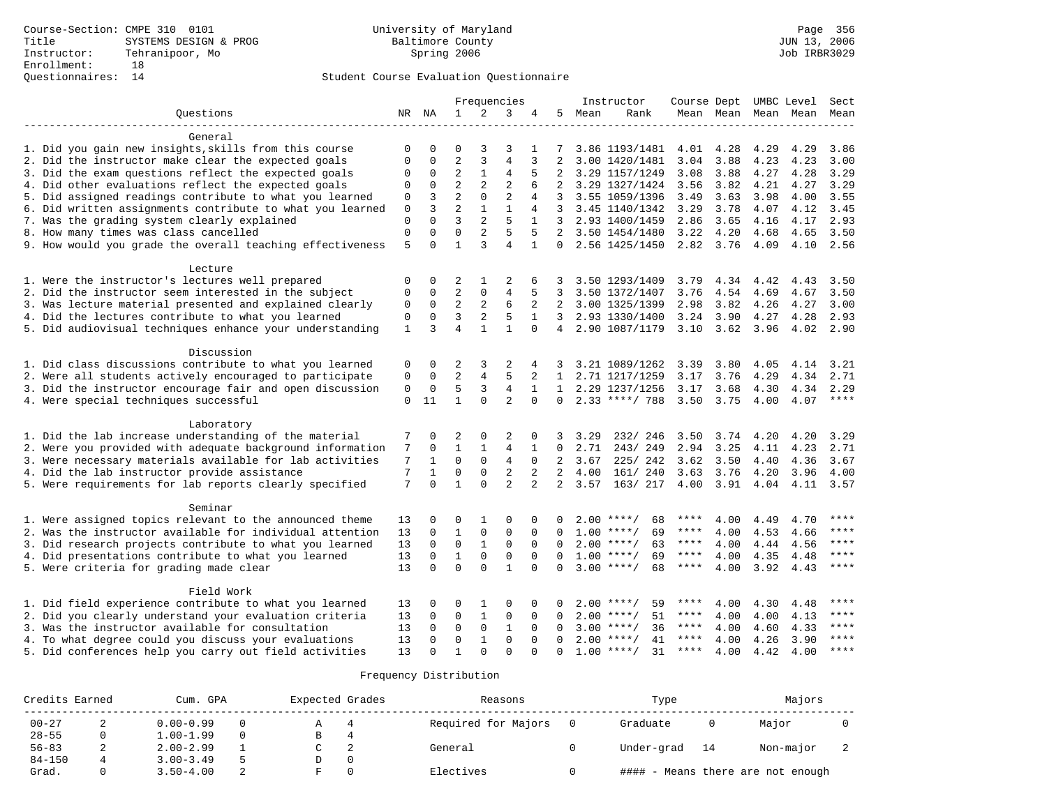Course-Section: CMPE 310 0101
Title: SYSTEMS DESIGN & PROG
Instructor: Tehranipoor, Mo
Enrollment: 18
Questionnaires: 14

University of Maryland
Baltimore County
Spring 2006

Page 356
JUN 13, 2006
Job IRBR3029

## Student Course Evaluation Questionnaire

| Questions | NR | NA | 1 | 2 | 3 | 4 | 5 | Instructor Mean | Rank | Course Mean | Dept Mean | UMBC Level Mean | Mean | Sect Mean |
|---|---|---|---|---|---|---|---|---|---|---|---|---|---|---|
| **General** | | | | | | | | | | | | | | |
| 1. Did you gain new insights,skills from this course | 0 | 0 | 0 | 3 | 3 | 1 | 7 | 3.86 | 1193/1481 | 4.01 | 4.28 | 4.29 | 4.29 | 3.86 |
| 2. Did the instructor make clear the expected goals | 0 | 0 | 2 | 3 | 4 | 3 | 2 | 3.00 | 1420/1481 | 3.04 | 3.88 | 4.23 | 4.23 | 3.00 |
| 3. Did the exam questions reflect the expected goals | 0 | 0 | 2 | 1 | 4 | 5 | 2 | 3.29 | 1157/1249 | 3.08 | 3.88 | 4.27 | 4.28 | 3.29 |
| 4. Did other evaluations reflect the expected goals | 0 | 0 | 2 | 2 | 2 | 6 | 2 | 3.29 | 1327/1424 | 3.56 | 3.82 | 4.21 | 4.27 | 3.29 |
| 5. Did assigned readings contribute to what you learned | 0 | 3 | 2 | 0 | 2 | 4 | 3 | 3.55 | 1059/1396 | 3.49 | 3.63 | 3.98 | 4.00 | 3.55 |
| 6. Did written assignments contribute to what you learned | 0 | 3 | 2 | 1 | 1 | 4 | 3 | 3.45 | 1140/1342 | 3.29 | 3.78 | 4.07 | 4.12 | 3.45 |
| 7. Was the grading system clearly explained | 0 | 0 | 3 | 2 | 5 | 1 | 3 | 2.93 | 1400/1459 | 2.86 | 3.65 | 4.16 | 4.17 | 2.93 |
| 8. How many times was class cancelled | 0 | 0 | 0 | 2 | 5 | 5 | 2 | 3.50 | 1454/1480 | 3.22 | 4.20 | 4.68 | 4.65 | 3.50 |
| 9. How would you grade the overall teaching effectiveness | 5 | 0 | 1 | 3 | 4 | 1 | 0 | 2.56 | 1425/1450 | 2.82 | 3.76 | 4.09 | 4.10 | 2.56 |
| **Lecture** | | | | | | | | | | | | | | |
| 1. Were the instructor's lectures well prepared | 0 | 0 | 2 | 1 | 2 | 6 | 3 | 3.50 | 1293/1409 | 3.79 | 4.34 | 4.42 | 4.43 | 3.50 |
| 2. Did the instructor seem interested in the subject | 0 | 0 | 2 | 0 | 4 | 5 | 3 | 3.50 | 1372/1407 | 3.76 | 4.54 | 4.69 | 4.67 | 3.50 |
| 3. Was lecture material presented and explained clearly | 0 | 0 | 2 | 2 | 6 | 2 | 2 | 3.00 | 1325/1399 | 2.98 | 3.82 | 4.26 | 4.27 | 3.00 |
| 4. Did the lectures contribute to what you learned | 0 | 0 | 3 | 2 | 5 | 1 | 3 | 2.93 | 1330/1400 | 3.24 | 3.90 | 4.27 | 4.28 | 2.93 |
| 5. Did audiovisual techniques enhance your understanding | 1 | 3 | 4 | 1 | 1 | 0 | 4 | 2.90 | 1087/1179 | 3.10 | 3.62 | 3.96 | 4.02 | 2.90 |
| **Discussion** | | | | | | | | | | | | | | |
| 1. Did class discussions contribute to what you learned | 0 | 0 | 2 | 3 | 2 | 4 | 3 | 3.21 | 1089/1262 | 3.39 | 3.80 | 4.05 | 4.14 | 3.21 |
| 2. Were all students actively encouraged to participate | 0 | 0 | 2 | 4 | 5 | 2 | 1 | 2.71 | 1217/1259 | 3.17 | 3.76 | 4.29 | 4.34 | 2.71 |
| 3. Did the instructor encourage fair and open discussion | 0 | 0 | 5 | 3 | 4 | 1 | 1 | 2.29 | 1237/1256 | 3.17 | 3.68 | 4.30 | 4.34 | 2.29 |
| 4. Were special techniques successful | 0 | 11 | 1 | 0 | 2 | 0 | 0 | 2.33 | ****/ 788 | 3.50 | 3.75 | 4.00 | 4.07 | **** |
| **Laboratory** | | | | | | | | | | | | | | |
| 1. Did the lab increase understanding of the material | 7 | 0 | 2 | 0 | 2 | 0 | 3 | 3.29 | 232/ 246 | 3.50 | 3.74 | 4.20 | 4.20 | 3.29 |
| 2. Were you provided with adequate background information | 7 | 0 | 1 | 1 | 4 | 1 | 0 | 2.71 | 243/ 249 | 2.94 | 3.25 | 4.11 | 4.23 | 2.71 |
| 3. Were necessary materials available for lab activities | 7 | 1 | 0 | 0 | 4 | 0 | 2 | 3.67 | 225/ 242 | 3.62 | 3.50 | 4.40 | 4.36 | 3.67 |
| 4. Did the lab instructor provide assistance | 7 | 1 | 0 | 0 | 2 | 2 | 2 | 4.00 | 161/ 240 | 3.63 | 3.76 | 4.20 | 3.96 | 4.00 |
| 5. Were requirements for lab reports clearly specified | 7 | 0 | 1 | 0 | 2 | 2 | 2 | 3.57 | 163/ 217 | 4.00 | 3.91 | 4.04 | 4.11 | 3.57 |
| **Seminar** | | | | | | | | | | | | | | |
| 1. Were assigned topics relevant to the announced theme | 13 | 0 | 0 | 1 | 0 | 0 | 0 | 2.00 | ****/ 68 | **** | 4.00 | 4.49 | 4.70 | **** |
| 2. Was the instructor available for individual attention | 13 | 0 | 1 | 0 | 0 | 0 | 0 | 1.00 | ****/ 69 | **** | 4.00 | 4.53 | 4.66 | **** |
| 3. Did research projects contribute to what you learned | 13 | 0 | 0 | 1 | 0 | 0 | 0 | 2.00 | ****/ 63 | **** | 4.00 | 4.44 | 4.56 | **** |
| 4. Did presentations contribute to what you learned | 13 | 0 | 1 | 0 | 0 | 0 | 0 | 1.00 | ****/ 69 | **** | 4.00 | 4.35 | 4.48 | **** |
| 5. Were criteria for grading made clear | 13 | 0 | 0 | 0 | 1 | 0 | 0 | 3.00 | ****/ 68 | **** | 4.00 | 3.92 | 4.43 | **** |
| **Field Work** | | | | | | | | | | | | | | |
| 1. Did field experience contribute to what you learned | 13 | 0 | 0 | 1 | 0 | 0 | 0 | 2.00 | ****/ 59 | **** | 4.00 | 4.30 | 4.48 | **** |
| 2. Did you clearly understand your evaluation criteria | 13 | 0 | 0 | 1 | 0 | 0 | 0 | 2.00 | ****/ 51 | **** | 4.00 | 4.00 | 4.13 | **** |
| 3. Was the instructor available for consultation | 13 | 0 | 0 | 0 | 1 | 0 | 0 | 3.00 | ****/ 36 | **** | 4.00 | 4.60 | 4.33 | **** |
| 4. To what degree could you discuss your evaluations | 13 | 0 | 0 | 1 | 0 | 0 | 0 | 2.00 | ****/ 41 | **** | 4.00 | 4.26 | 3.90 | **** |
| 5. Did conferences help you carry out field activities | 13 | 0 | 1 | 0 | 0 | 0 | 0 | 1.00 | ****/ 31 | **** | 4.00 | 4.42 | 4.00 | **** |

### Frequency Distribution

| Credits Earned | | Cum. GPA | | Expected Grades | | Reasons | | Type | | Majors | |
|---|---|---|---|---|---|---|---|---|---|---|---|
| 00-27 | 2 | 0.00-0.99 | 0 | A | 4 | Required for Majors | 0 | Graduate | 0 | Major | 0 |
| 28-55 | 0 | 1.00-1.99 | 0 | B | 4 | | | | | | |
| 56-83 | 2 | 2.00-2.99 | 1 | C | 2 | General | 0 | Under-grad | 14 | Non-major | 2 |
| 84-150 | 4 | 3.00-3.49 | 5 | D | 0 | | | | | | |
| Grad. | 0 | 3.50-4.00 | 2 | F | 0 | Electives | 0 | #### - Means there are not enough | | | |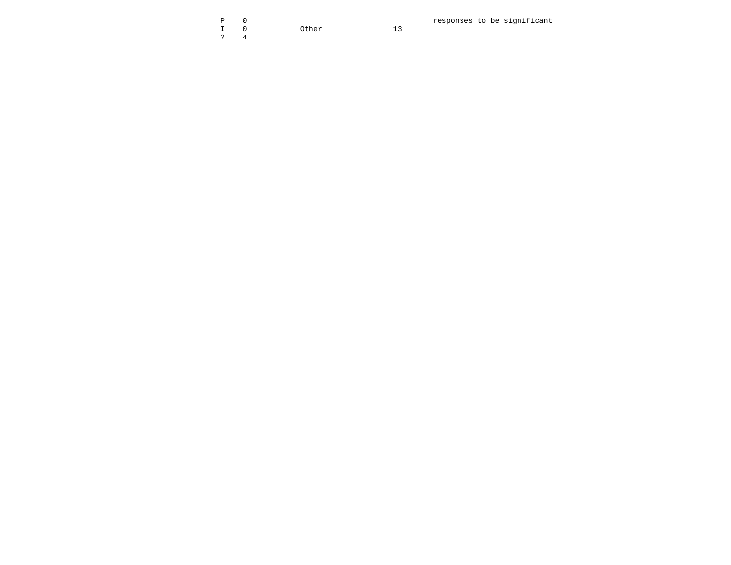| | | | | |
|---|---|---|---|---|
| P | 0 | | | responses to be significant |
| I | 0 | Other | 13 | |
| ? | 4 | | | |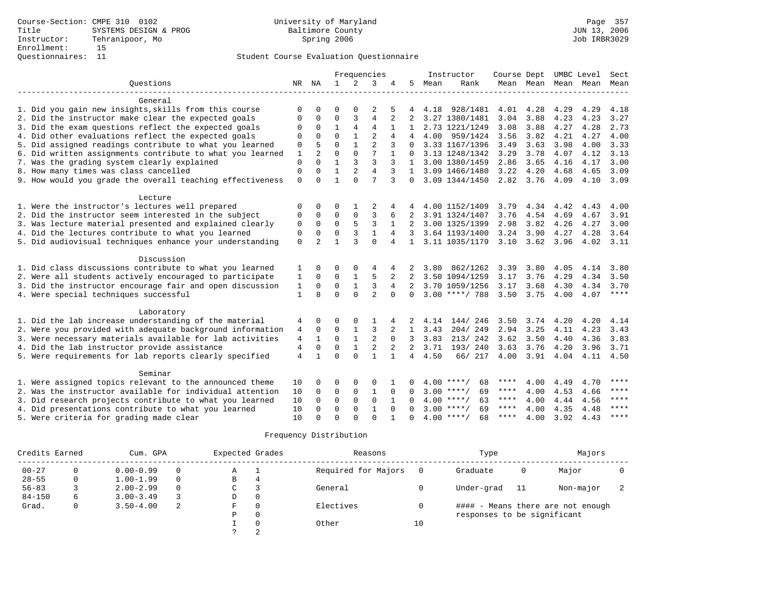Course-Section: CMPE 310 0102
Title: SYSTEMS DESIGN & PROG
Instructor: Tehranipoor, Mo
Enrollment: 15
Questionnaires: 11

University of Maryland
Baltimore County
Spring 2006

JUN 13, 2006
Job IRBR3029

## Student Course Evaluation Questionnaire

| Questions | NR | NA | 1 | 2 | 3 | 4 | 5 | Instructor Mean | Rank | Course Mean | Dept Mean | UMBC Mean | Level Mean | Sect Mean |
|---|---|---|---|---|---|---|---|---|---|---|---|---|---|---|
| **General** | | | | | | | | | | | | | | |
| 1. Did you gain new insights,skills from this course | 0 | 0 | 0 | 0 | 2 | 5 | 4 | 4.18 | 928/1481 | 4.01 | 4.28 | 4.29 | 4.29 | 4.18 |
| 2. Did the instructor make clear the expected goals | 0 | 0 | 0 | 3 | 4 | 2 | 2 | 3.27 | 1380/1481 | 3.04 | 3.88 | 4.23 | 4.23 | 3.27 |
| 3. Did the exam questions reflect the expected goals | 0 | 0 | 1 | 4 | 4 | 1 | 1 | 2.73 | 1221/1249 | 3.08 | 3.88 | 4.27 | 4.28 | 2.73 |
| 4. Did other evaluations reflect the expected goals | 0 | 0 | 0 | 1 | 2 | 4 | 4 | 4.00 | 959/1424 | 3.56 | 3.82 | 4.21 | 4.27 | 4.00 |
| 5. Did assigned readings contribute to what you learned | 0 | 5 | 0 | 1 | 2 | 3 | 0 | 3.33 | 1167/1396 | 3.49 | 3.63 | 3.98 | 4.00 | 3.33 |
| 6. Did written assignments contribute to what you learned | 1 | 2 | 0 | 0 | 7 | 1 | 0 | 3.13 | 1248/1342 | 3.29 | 3.78 | 4.07 | 4.12 | 3.13 |
| 7. Was the grading system clearly explained | 0 | 0 | 1 | 3 | 3 | 3 | 1 | 3.00 | 1380/1459 | 2.86 | 3.65 | 4.16 | 4.17 | 3.00 |
| 8. How many times was class cancelled | 0 | 0 | 1 | 2 | 4 | 3 | 1 | 3.09 | 1466/1480 | 3.22 | 4.20 | 4.68 | 4.65 | 3.09 |
| 9. How would you grade the overall teaching effectiveness | 0 | 0 | 1 | 0 | 7 | 3 | 0 | 3.09 | 1344/1450 | 2.82 | 3.76 | 4.09 | 4.10 | 3.09 |
| **Lecture** | | | | | | | | | | | | | | |
| 1. Were the instructor's lectures well prepared | 0 | 0 | 0 | 1 | 2 | 4 | 4 | 4.00 | 1152/1409 | 3.79 | 4.34 | 4.42 | 4.43 | 4.00 |
| 2. Did the instructor seem interested in the subject | 0 | 0 | 0 | 0 | 3 | 6 | 2 | 3.91 | 1324/1407 | 3.76 | 4.54 | 4.69 | 4.67 | 3.91 |
| 3. Was lecture material presented and explained clearly | 0 | 0 | 0 | 5 | 3 | 1 | 2 | 3.00 | 1325/1399 | 2.98 | 3.82 | 4.26 | 4.27 | 3.00 |
| 4. Did the lectures contribute to what you learned | 0 | 0 | 0 | 3 | 1 | 4 | 3 | 3.64 | 1193/1400 | 3.24 | 3.90 | 4.27 | 4.28 | 3.64 |
| 5. Did audiovisual techniques enhance your understanding | 0 | 2 | 1 | 3 | 0 | 4 | 1 | 3.11 | 1035/1179 | 3.10 | 3.62 | 3.96 | 4.02 | 3.11 |
| **Discussion** | | | | | | | | | | | | | | |
| 1. Did class discussions contribute to what you learned | 1 | 0 | 0 | 0 | 4 | 4 | 2 | 3.80 | 862/1262 | 3.39 | 3.80 | 4.05 | 4.14 | 3.80 |
| 2. Were all students actively encouraged to participate | 1 | 0 | 0 | 1 | 5 | 2 | 2 | 3.50 | 1094/1259 | 3.17 | 3.76 | 4.29 | 4.34 | 3.50 |
| 3. Did the instructor encourage fair and open discussion | 1 | 0 | 0 | 1 | 3 | 4 | 2 | 3.70 | 1059/1256 | 3.17 | 3.68 | 4.30 | 4.34 | 3.70 |
| 4. Were special techniques successful | 1 | 8 | 0 | 0 | 2 | 0 | 0 | 3.00 | ****/ 788 | 3.50 | 3.75 | 4.00 | 4.07 | **** |
| **Laboratory** | | | | | | | | | | | | | | |
| 1. Did the lab increase understanding of the material | 4 | 0 | 0 | 0 | 1 | 4 | 2 | 4.14 | 144/ 246 | 3.50 | 3.74 | 4.20 | 4.20 | 4.14 |
| 2. Were you provided with adequate background information | 4 | 0 | 0 | 1 | 3 | 2 | 1 | 3.43 | 204/ 249 | 2.94 | 3.25 | 4.11 | 4.23 | 3.43 |
| 3. Were necessary materials available for lab activities | 4 | 1 | 0 | 1 | 2 | 0 | 3 | 3.83 | 213/ 242 | 3.62 | 3.50 | 4.40 | 4.36 | 3.83 |
| 4. Did the lab instructor provide assistance | 4 | 0 | 0 | 1 | 2 | 2 | 2 | 3.71 | 193/ 240 | 3.63 | 3.76 | 4.20 | 3.96 | 3.71 |
| 5. Were requirements for lab reports clearly specified | 4 | 1 | 0 | 0 | 1 | 1 | 4 | 4.50 | 66/ 217 | 4.00 | 3.91 | 4.04 | 4.11 | 4.50 |
| **Seminar** | | | | | | | | | | | | | | |
| 1. Were assigned topics relevant to the announced theme | 10 | 0 | 0 | 0 | 0 | 1 | 0 | 4.00 | ****/ 68 | **** | 4.00 | 4.49 | 4.70 | **** |
| 2. Was the instructor available for individual attention | 10 | 0 | 0 | 0 | 1 | 0 | 0 | 3.00 | ****/ 69 | **** | 4.00 | 4.53 | 4.66 | **** |
| 3. Did research projects contribute to what you learned | 10 | 0 | 0 | 0 | 0 | 1 | 0 | 4.00 | ****/ 63 | **** | 4.00 | 4.44 | 4.56 | **** |
| 4. Did presentations contribute to what you learned | 10 | 0 | 0 | 0 | 1 | 0 | 0 | 3.00 | ****/ 69 | **** | 4.00 | 4.35 | 4.48 | **** |
| 5. Were criteria for grading made clear | 10 | 0 | 0 | 0 | 0 | 1 | 0 | 4.00 | ****/ 68 | **** | 4.00 | 3.92 | 4.43 | **** |

## Frequency Distribution

| Credits Earned | | Cum. GPA | | Expected Grades | | Reasons | | Type | | Majors | |
|---|---|---|---|---|---|---|---|---|---|---|---|
| 00-27 | 0 | 0.00-0.99 | 0 | A | 1 | Required for Majors | 0 | Graduate | 0 | Major | 0 |
| 28-55 | 0 | 1.00-1.99 | 0 | B | 4 | | | | | | |
| 56-83 | 3 | 2.00-2.99 | 0 | C | 3 | General | 0 | Under-grad | 11 | Non-major | 2 |
| 84-150 | 6 | 3.00-3.49 | 3 | D | 0 | | | | | | |
| Grad. | 0 | 3.50-4.00 | 2 | F | 0 | Electives | 0 | #### - Means there are not enough responses to be significant | | | |
| | | | | P | 0 | | | | | | |
| | | | | I | 0 | Other | 10 | | | | |
| | | | | ? | 2 | | | | | | |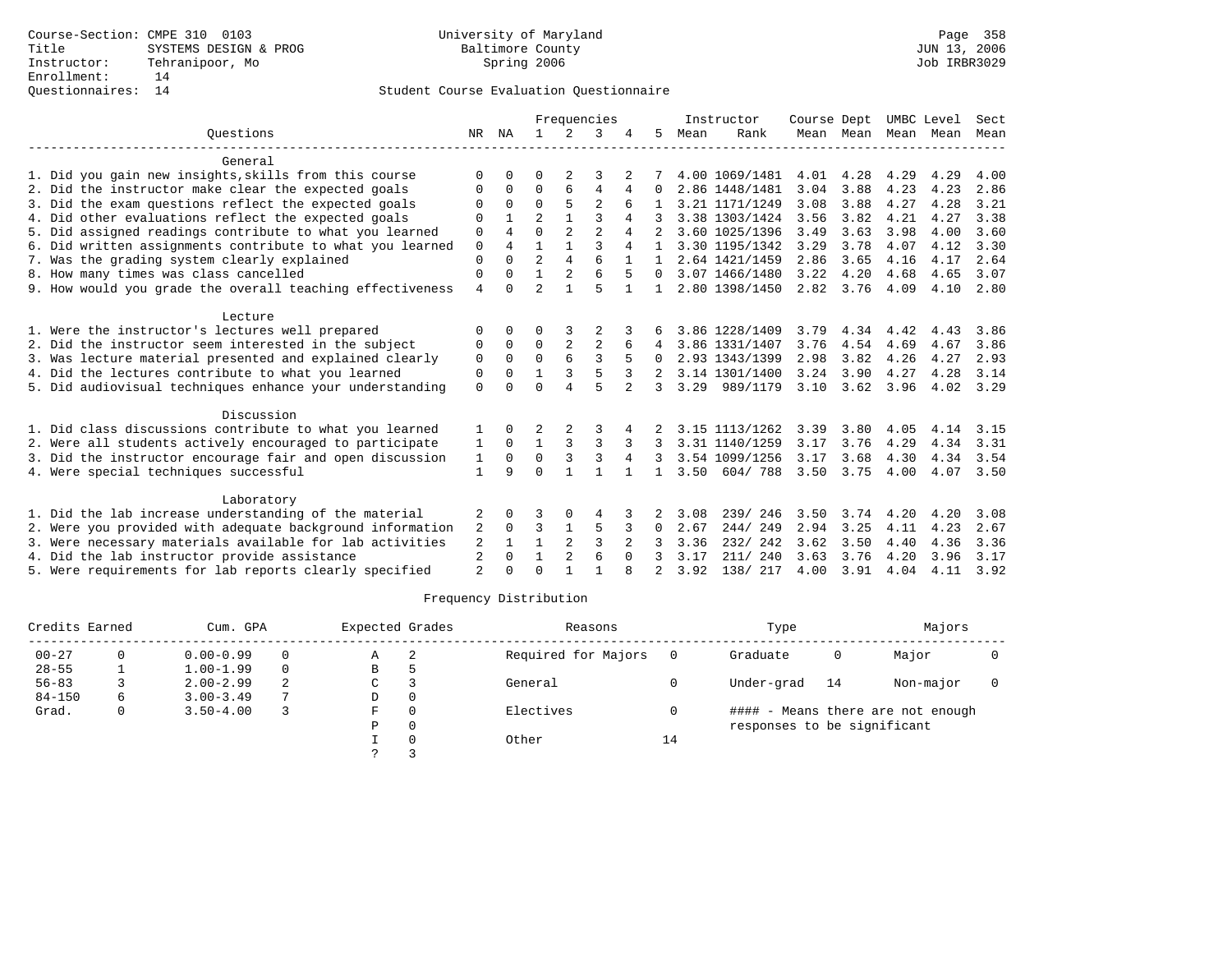Course-Section: CMPE 310 0103
Title: SYSTEMS DESIGN & PROG
Instructor: Tehranipoor, Mo
Enrollment: 14
Questionnaires: 14

University of Maryland
Baltimore County
Spring 2006

JUN 13, 2006
Job IRBR3029

## Student Course Evaluation Questionnaire

| Questions | NR | NA | 1 | 2 | 3 | 4 | 5 | Instructor Mean | Instructor Rank | Course Mean | Dept Mean | UMBC Mean | Level Mean | Sect Mean |
|---|---|---|---|---|---|---|---|---|---|---|---|---|---|---|
| **General** | | | | | | | | | | | | | | |
| 1. Did you gain new insights,skills from this course | 0 | 0 | 0 | 2 | 3 | 2 | 7 | 4.00 | 1069/1481 | 4.01 | 4.28 | 4.29 | 4.29 | 4.00 |
| 2. Did the instructor make clear the expected goals | 0 | 0 | 0 | 6 | 4 | 4 | 0 | 2.86 | 1448/1481 | 3.04 | 3.88 | 4.23 | 4.23 | 2.86 |
| 3. Did the exam questions reflect the expected goals | 0 | 0 | 0 | 5 | 2 | 6 | 1 | 3.21 | 1171/1249 | 3.08 | 3.88 | 4.27 | 4.28 | 3.21 |
| 4. Did other evaluations reflect the expected goals | 0 | 1 | 2 | 1 | 3 | 4 | 3 | 3.38 | 1303/1424 | 3.56 | 3.82 | 4.21 | 4.27 | 3.38 |
| 5. Did assigned readings contribute to what you learned | 0 | 4 | 0 | 2 | 2 | 4 | 2 | 3.60 | 1025/1396 | 3.49 | 3.63 | 3.98 | 4.00 | 3.60 |
| 6. Did written assignments contribute to what you learned | 0 | 4 | 1 | 1 | 3 | 4 | 1 | 3.30 | 1195/1342 | 3.29 | 3.78 | 4.07 | 4.12 | 3.30 |
| 7. Was the grading system clearly explained | 0 | 0 | 2 | 4 | 6 | 1 | 1 | 2.64 | 1421/1459 | 2.86 | 3.65 | 4.16 | 4.17 | 2.64 |
| 8. How many times was class cancelled | 0 | 0 | 1 | 2 | 6 | 5 | 0 | 3.07 | 1466/1480 | 3.22 | 4.20 | 4.68 | 4.65 | 3.07 |
| 9. How would you grade the overall teaching effectiveness | 4 | 0 | 2 | 1 | 5 | 1 | 1 | 2.80 | 1398/1450 | 2.82 | 3.76 | 4.09 | 4.10 | 2.80 |
| **Lecture** | | | | | | | | | | | | | | |
| 1. Were the instructor's lectures well prepared | 0 | 0 | 0 | 3 | 2 | 3 | 6 | 3.86 | 1228/1409 | 3.79 | 4.34 | 4.42 | 4.43 | 3.86 |
| 2. Did the instructor seem interested in the subject | 0 | 0 | 0 | 2 | 2 | 6 | 4 | 3.86 | 1331/1407 | 3.76 | 4.54 | 4.69 | 4.67 | 3.86 |
| 3. Was lecture material presented and explained clearly | 0 | 0 | 0 | 6 | 3 | 5 | 0 | 2.93 | 1343/1399 | 2.98 | 3.82 | 4.26 | 4.27 | 2.93 |
| 4. Did the lectures contribute to what you learned | 0 | 0 | 1 | 3 | 5 | 3 | 2 | 3.14 | 1301/1400 | 3.24 | 3.90 | 4.27 | 4.28 | 3.14 |
| 5. Did audiovisual techniques enhance your understanding | 0 | 0 | 0 | 4 | 5 | 2 | 3 | 3.29 | 989/1179 | 3.10 | 3.62 | 3.96 | 4.02 | 3.29 |
| **Discussion** | | | | | | | | | | | | | | |
| 1. Did class discussions contribute to what you learned | 1 | 0 | 2 | 2 | 3 | 4 | 2 | 3.15 | 1113/1262 | 3.39 | 3.80 | 4.05 | 4.14 | 3.15 |
| 2. Were all students actively encouraged to participate | 1 | 0 | 1 | 3 | 3 | 3 | 3 | 3.31 | 1140/1259 | 3.17 | 3.76 | 4.29 | 4.34 | 3.31 |
| 3. Did the instructor encourage fair and open discussion | 1 | 0 | 0 | 3 | 3 | 4 | 3 | 3.54 | 1099/1256 | 3.17 | 3.68 | 4.30 | 4.34 | 3.54 |
| 4. Were special techniques successful | 1 | 9 | 0 | 1 | 1 | 1 | 1 | 3.50 | 604/ 788 | 3.50 | 3.75 | 4.00 | 4.07 | 3.50 |
| **Laboratory** | | | | | | | | | | | | | | |
| 1. Did the lab increase understanding of the material | 2 | 0 | 3 | 0 | 4 | 3 | 2 | 3.08 | 239/ 246 | 3.50 | 3.74 | 4.20 | 4.20 | 3.08 |
| 2. Were you provided with adequate background information | 2 | 0 | 3 | 1 | 5 | 3 | 0 | 2.67 | 244/ 249 | 2.94 | 3.25 | 4.11 | 4.23 | 2.67 |
| 3. Were necessary materials available for lab activities | 2 | 1 | 1 | 2 | 3 | 2 | 3 | 3.36 | 232/ 242 | 3.62 | 3.50 | 4.40 | 4.36 | 3.36 |
| 4. Did the lab instructor provide assistance | 2 | 0 | 1 | 2 | 6 | 0 | 3 | 3.17 | 211/ 240 | 3.63 | 3.76 | 4.20 | 3.96 | 3.17 |
| 5. Were requirements for lab reports clearly specified | 2 | 0 | 0 | 1 | 1 | 8 | 2 | 3.92 | 138/ 217 | 4.00 | 3.91 | 4.04 | 4.11 | 3.92 |

## Frequency Distribution

| Credits Earned | | Cum. GPA | | Expected Grades | | Reasons | | Type | | Majors | |
|---|---|---|---|---|---|---|---|---|---|---|---|
| 00-27 | 0 | 0.00-0.99 | 0 | A | 2 | Required for Majors | 0 | Graduate | 0 | Major | 0 |
| 28-55 | 1 | 1.00-1.99 | 0 | B | 5 | | | | | | |
| 56-83 | 3 | 2.00-2.99 | 2 | C | 3 | General | 0 | Under-grad | 14 | Non-major | 0 |
| 84-150 | 6 | 3.00-3.49 | 7 | D | 0 | | | | | | |
| Grad. | 0 | 3.50-4.00 | 3 | F | 0 | Electives | 0 | #### - Means there are not enough responses to be significant | | | |
| | | | | P | 0 | | | | | | |
| | | | | I | 0 | Other | 14 | | | | |
| | | | | ? | 3 | | | | | | |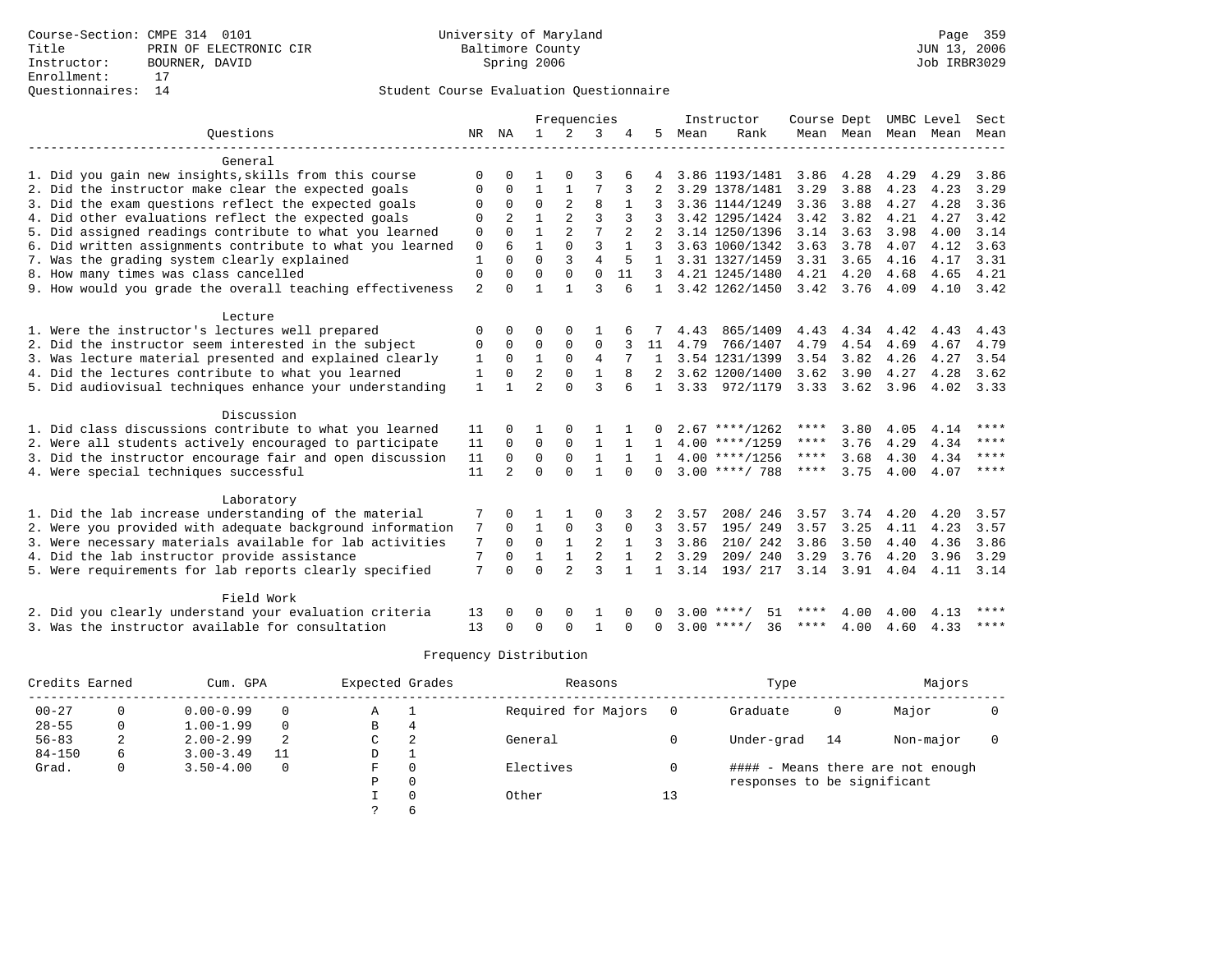Course-Section: CMPE 314 0101
Title: PRIN OF ELECTRONIC CIR
Instructor: BOURNER, DAVID
Enrollment: 17
Questionnaires: 14

University of Maryland
Baltimore County
Spring 2006

JUN 13, 2006
Job IRBR3029

## Student Course Evaluation Questionnaire

| Questions | NR | NA | 1 | 2 | 3 | 4 | 5 | Instructor Mean | Instructor Rank | Course Mean | Dept Mean | UMBC Mean | Level Mean | Sect Mean |
|---|---|---|---|---|---|---|---|---|---|---|---|---|---|---|
| **General** | | | | | | | | | | | | | | |
| 1. Did you gain new insights,skills from this course | 0 | 0 | 1 | 0 | 3 | 6 | 4 | 3.86 | 1193/1481 | 3.86 | 4.28 | 4.29 | 4.29 | 3.86 |
| 2. Did the instructor make clear the expected goals | 0 | 0 | 1 | 1 | 7 | 3 | 2 | 3.29 | 1378/1481 | 3.29 | 3.88 | 4.23 | 4.23 | 3.29 |
| 3. Did the exam questions reflect the expected goals | 0 | 0 | 0 | 2 | 8 | 1 | 3 | 3.36 | 1144/1249 | 3.36 | 3.88 | 4.27 | 4.28 | 3.36 |
| 4. Did other evaluations reflect the expected goals | 0 | 2 | 1 | 2 | 3 | 3 | 3 | 3.42 | 1295/1424 | 3.42 | 3.82 | 4.21 | 4.27 | 3.42 |
| 5. Did assigned readings contribute to what you learned | 0 | 0 | 1 | 2 | 7 | 2 | 2 | 3.14 | 1250/1396 | 3.14 | 3.63 | 3.98 | 4.00 | 3.14 |
| 6. Did written assignments contribute to what you learned | 0 | 6 | 1 | 0 | 3 | 1 | 3 | 3.63 | 1060/1342 | 3.63 | 3.78 | 4.07 | 4.12 | 3.63 |
| 7. Was the grading system clearly explained | 1 | 0 | 0 | 3 | 4 | 5 | 1 | 3.31 | 1327/1459 | 3.31 | 3.65 | 4.16 | 4.17 | 3.31 |
| 8. How many times was class cancelled | 0 | 0 | 0 | 0 | 0 | 11 | 3 | 4.21 | 1245/1480 | 4.21 | 4.20 | 4.68 | 4.65 | 4.21 |
| 9. How would you grade the overall teaching effectiveness | 2 | 0 | 1 | 1 | 3 | 6 | 1 | 3.42 | 1262/1450 | 3.42 | 3.76 | 4.09 | 4.10 | 3.42 |
| **Lecture** | | | | | | | | | | | | | | |
| 1. Were the instructor's lectures well prepared | 0 | 0 | 0 | 0 | 1 | 6 | 7 | 4.43 | 865/1409 | 4.43 | 4.34 | 4.42 | 4.43 | 4.43 |
| 2. Did the instructor seem interested in the subject | 0 | 0 | 0 | 0 | 0 | 3 | 11 | 4.79 | 766/1407 | 4.79 | 4.54 | 4.69 | 4.67 | 4.79 |
| 3. Was lecture material presented and explained clearly | 1 | 0 | 1 | 0 | 4 | 7 | 1 | 3.54 | 1231/1399 | 3.54 | 3.82 | 4.26 | 4.27 | 3.54 |
| 4. Did the lectures contribute to what you learned | 1 | 0 | 2 | 0 | 1 | 8 | 2 | 3.62 | 1200/1400 | 3.62 | 3.90 | 4.27 | 4.28 | 3.62 |
| 5. Did audiovisual techniques enhance your understanding | 1 | 1 | 2 | 0 | 3 | 6 | 1 | 3.33 | 972/1179 | 3.33 | 3.62 | 3.96 | 4.02 | 3.33 |
| **Discussion** | | | | | | | | | | | | | | |
| 1. Did class discussions contribute to what you learned | 11 | 0 | 1 | 0 | 1 | 1 | 0 | 2.67 | ****/1262 | **** | 3.80 | 4.05 | 4.14 | **** |
| 2. Were all students actively encouraged to participate | 11 | 0 | 0 | 0 | 1 | 1 | 1 | 4.00 | ****/1259 | **** | 3.76 | 4.29 | 4.34 | **** |
| 3. Did the instructor encourage fair and open discussion | 11 | 0 | 0 | 0 | 1 | 1 | 1 | 4.00 | ****/1256 | **** | 3.68 | 4.30 | 4.34 | **** |
| 4. Were special techniques successful | 11 | 2 | 0 | 0 | 1 | 0 | 0 | 3.00 | ****/ 788 | **** | 3.75 | 4.00 | 4.07 | **** |
| **Laboratory** | | | | | | | | | | | | | | |
| 1. Did the lab increase understanding of the material | 7 | 0 | 1 | 1 | 0 | 3 | 2 | 3.57 | 208/ 246 | 3.57 | 3.74 | 4.20 | 4.20 | 3.57 |
| 2. Were you provided with adequate background information | 7 | 0 | 1 | 0 | 3 | 0 | 3 | 3.57 | 195/ 249 | 3.57 | 3.25 | 4.11 | 4.23 | 3.57 |
| 3. Were necessary materials available for lab activities | 7 | 0 | 0 | 1 | 2 | 1 | 3 | 3.86 | 210/ 242 | 3.86 | 3.50 | 4.40 | 4.36 | 3.86 |
| 4. Did the lab instructor provide assistance | 7 | 0 | 1 | 1 | 2 | 1 | 2 | 3.29 | 209/ 240 | 3.29 | 3.76 | 4.20 | 3.96 | 3.29 |
| 5. Were requirements for lab reports clearly specified | 7 | 0 | 0 | 2 | 3 | 1 | 1 | 3.14 | 193/ 217 | 3.14 | 3.91 | 4.04 | 4.11 | 3.14 |
| **Field Work** | | | | | | | | | | | | | | |
| 2. Did you clearly understand your evaluation criteria | 13 | 0 | 0 | 0 | 1 | 0 | 0 | 3.00 | ****/ 51 | **** | 4.00 | 4.00 | 4.13 | **** |
| 3. Was the instructor available for consultation | 13 | 0 | 0 | 0 | 1 | 0 | 0 | 3.00 | ****/ 36 | **** | 4.00 | 4.60 | 4.33 | **** |

## Frequency Distribution

| Credits Earned | | Cum. GPA | | Expected Grades | | Reasons | | Type | | Majors | |
|---|---|---|---|---|---|---|---|---|---|---|---|
| 00-27 | 0 | 0.00-0.99 | 0 | A | 1 | Required for Majors | 0 | Graduate | 0 | Major | 0 |
| 28-55 | 0 | 1.00-1.99 | 0 | B | 4 | | | | | | |
| 56-83 | 2 | 2.00-2.99 | 2 | C | 2 | General | 0 | Under-grad | 14 | Non-major | 0 |
| 84-150 | 6 | 3.00-3.49 | 11 | D | 1 | | | | | | |
| Grad. | 0 | 3.50-4.00 | 0 | F | 0 | Electives | 0 | | | | |
| | | | | P | 0 | | | | | | |
| | | | | I | 0 | Other | 13 | | | | |
| | | | | ? | 6 | | | | | | |

#### - Means there are not enough responses to be significant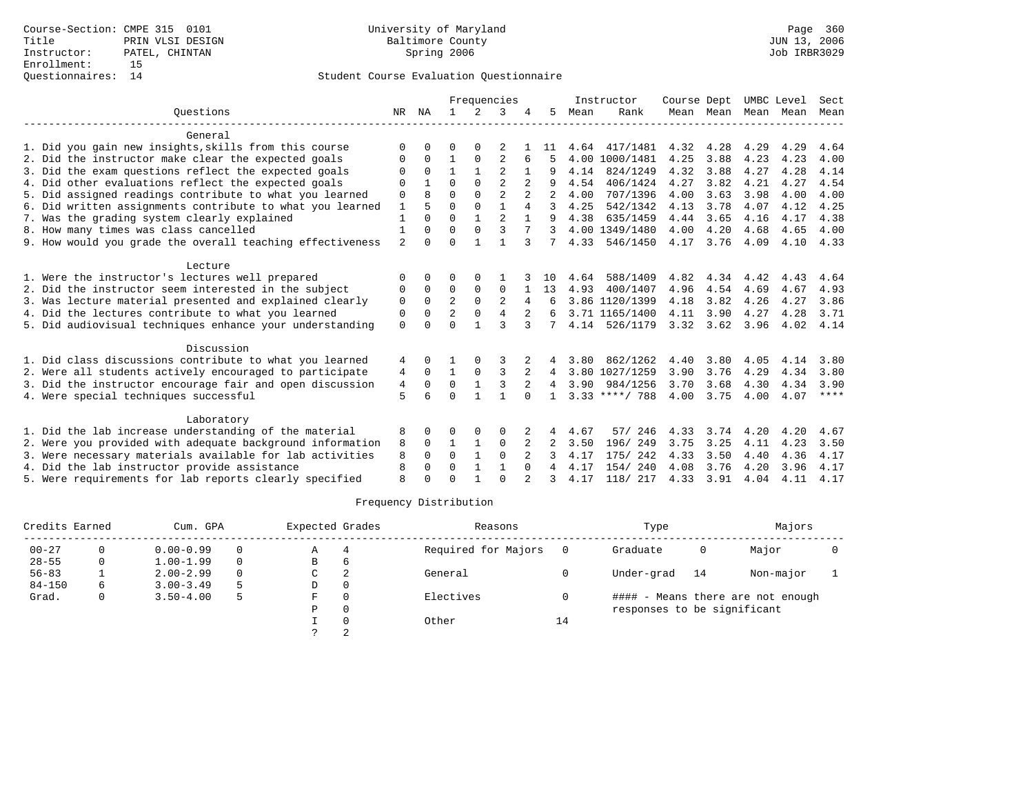Course-Section: CMPE 315 0101
Title: PRIN VLSI DESIGN
Instructor: PATEL, CHINTAN
Enrollment: 15
Questionnaires: 14

University of Maryland
Baltimore County
Spring 2006

Page 360
JUN 13, 2006
Job IRBR3029

## Student Course Evaluation Questionnaire

| Questions | NR | NA | 1 | 2 | 3 | 4 | 5 | Instructor Mean | Instructor Rank | Course Mean | Dept Mean | UMBC Mean | Level Mean | Sect Mean |
|---|---|---|---|---|---|---|---|---|---|---|---|---|---|---|
| **General** | | | | | | | | | | | | | | |
| 1. Did you gain new insights,skills from this course | 0 | 0 | 0 | 0 | 2 | 1 | 11 | 4.64 | 417/1481 | 4.32 | 4.28 | 4.29 | 4.29 | 4.64 |
| 2. Did the instructor make clear the expected goals | 0 | 0 | 1 | 0 | 2 | 6 | 5 | 4.00 | 1000/1481 | 4.25 | 3.88 | 4.23 | 4.23 | 4.00 |
| 3. Did the exam questions reflect the expected goals | 0 | 0 | 1 | 1 | 2 | 1 | 9 | 4.14 | 824/1249 | 4.32 | 3.88 | 4.27 | 4.28 | 4.14 |
| 4. Did other evaluations reflect the expected goals | 0 | 1 | 0 | 0 | 2 | 2 | 9 | 4.54 | 406/1424 | 4.27 | 3.82 | 4.21 | 4.27 | 4.54 |
| 5. Did assigned readings contribute to what you learned | 0 | 8 | 0 | 0 | 2 | 2 | 2 | 4.00 | 707/1396 | 4.00 | 3.63 | 3.98 | 4.00 | 4.00 |
| 6. Did written assignments contribute to what you learned | 1 | 5 | 0 | 0 | 1 | 4 | 3 | 4.25 | 542/1342 | 4.13 | 3.78 | 4.07 | 4.12 | 4.25 |
| 7. Was the grading system clearly explained | 1 | 0 | 0 | 1 | 2 | 1 | 9 | 4.38 | 635/1459 | 4.44 | 3.65 | 4.16 | 4.17 | 4.38 |
| 8. How many times was class cancelled | 1 | 0 | 0 | 0 | 3 | 7 | 3 | 4.00 | 1349/1480 | 4.00 | 4.20 | 4.68 | 4.65 | 4.00 |
| 9. How would you grade the overall teaching effectiveness | 2 | 0 | 0 | 1 | 1 | 3 | 7 | 4.33 | 546/1450 | 4.17 | 3.76 | 4.09 | 4.10 | 4.33 |
| **Lecture** | | | | | | | | | | | | | | |
| 1. Were the instructor's lectures well prepared | 0 | 0 | 0 | 0 | 1 | 3 | 10 | 4.64 | 588/1409 | 4.82 | 4.34 | 4.42 | 4.43 | 4.64 |
| 2. Did the instructor seem interested in the subject | 0 | 0 | 0 | 0 | 0 | 1 | 13 | 4.93 | 400/1407 | 4.96 | 4.54 | 4.69 | 4.67 | 4.93 |
| 3. Was lecture material presented and explained clearly | 0 | 0 | 2 | 0 | 2 | 4 | 6 | 3.86 | 1120/1399 | 4.18 | 3.82 | 4.26 | 4.27 | 3.86 |
| 4. Did the lectures contribute to what you learned | 0 | 0 | 2 | 0 | 4 | 2 | 6 | 3.71 | 1165/1400 | 4.11 | 3.90 | 4.27 | 4.28 | 3.71 |
| 5. Did audiovisual techniques enhance your understanding | 0 | 0 | 0 | 1 | 3 | 3 | 7 | 4.14 | 526/1179 | 3.32 | 3.62 | 3.96 | 4.02 | 4.14 |
| **Discussion** | | | | | | | | | | | | | | |
| 1. Did class discussions contribute to what you learned | 4 | 0 | 1 | 0 | 3 | 2 | 4 | 3.80 | 862/1262 | 4.40 | 3.80 | 4.05 | 4.14 | 3.80 |
| 2. Were all students actively encouraged to participate | 4 | 0 | 1 | 0 | 3 | 2 | 4 | 3.80 | 1027/1259 | 3.90 | 3.76 | 4.29 | 4.34 | 3.80 |
| 3. Did the instructor encourage fair and open discussion | 4 | 0 | 0 | 1 | 3 | 2 | 4 | 3.90 | 984/1256 | 3.70 | 3.68 | 4.30 | 4.34 | 3.90 |
| 4. Were special techniques successful | 5 | 6 | 0 | 1 | 1 | 0 | 1 | 3.33 | ****/ 788 | 4.00 | 3.75 | 4.00 | 4.07 | **** |
| **Laboratory** | | | | | | | | | | | | | | |
| 1. Did the lab increase understanding of the material | 8 | 0 | 0 | 0 | 0 | 2 | 4 | 4.67 | 57/ 246 | 4.33 | 3.74 | 4.20 | 4.20 | 4.67 |
| 2. Were you provided with adequate background information | 8 | 0 | 1 | 1 | 0 | 2 | 2 | 3.50 | 196/ 249 | 3.75 | 3.25 | 4.11 | 4.23 | 3.50 |
| 3. Were necessary materials available for lab activities | 8 | 0 | 0 | 1 | 0 | 2 | 3 | 4.17 | 175/ 242 | 4.33 | 3.50 | 4.40 | 4.36 | 4.17 |
| 4. Did the lab instructor provide assistance | 8 | 0 | 0 | 1 | 1 | 0 | 4 | 4.17 | 154/ 240 | 4.08 | 3.76 | 4.20 | 3.96 | 4.17 |
| 5. Were requirements for lab reports clearly specified | 8 | 0 | 0 | 1 | 0 | 2 | 3 | 4.17 | 118/ 217 | 4.33 | 3.91 | 4.04 | 4.11 | 4.17 |

## Frequency Distribution

| Credits Earned | | Cum. GPA | | Expected Grades | | Reasons | | Type | | Majors | |
|---|---|---|---|---|---|---|---|---|---|---|---|
| 00-27 | 0 | 0.00-0.99 | 0 | A | 4 | Required for Majors | 0 | Graduate | 0 | Major | 0 |
| 28-55 | 0 | 1.00-1.99 | 0 | B | 6 | | | | | | |
| 56-83 | 1 | 2.00-2.99 | 0 | C | 2 | General | 0 | Under-grad | 14 | Non-major | 1 |
| 84-150 | 6 | 3.00-3.49 | 5 | D | 0 | | | | | | |
| Grad. | 0 | 3.50-4.00 | 5 | F | 0 | Electives | 0 | #### - Means there are not enough responses to be significant | | | |
| | | | | P | 0 | | | | | | |
| | | | | I | 0 | Other | 14 | | | | |
| | | | | ? | 2 | | | | | | |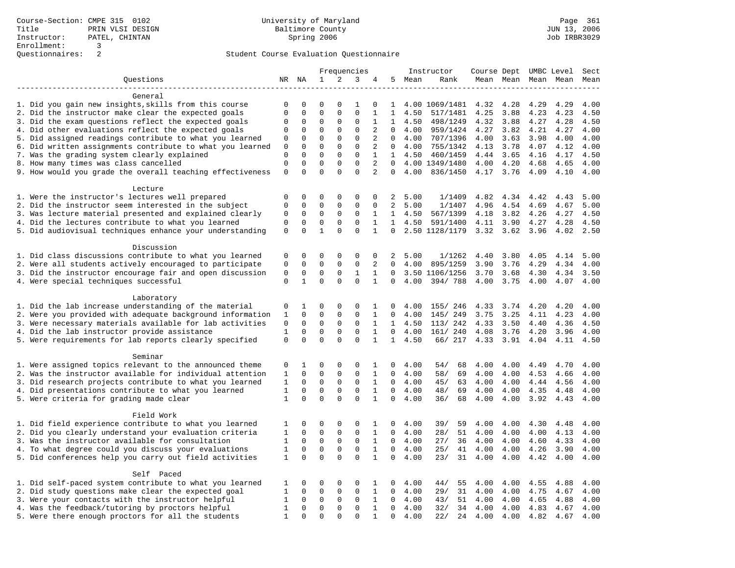Course-Section: CMPE 315 0102
Title: PRIN VLSI DESIGN
Instructor: PATEL, CHINTAN
Enrollment: 3
Questionnaires: 2

University of Maryland
Baltimore County
Spring 2006

JUN 13, 2006
Job IRBR3029

## Student Course Evaluation Questionnaire

| Questions | NR | NA | 1 | 2 | 3 | 4 | 5 | Instructor Mean | Rank | Course Mean | Dept Mean | UMBC Mean | Level Mean | Sect Mean |
|---|---|---|---|---|---|---|---|---|---|---|---|---|---|---|
| **General** | | | | | | | | | | | | | | |
| 1. Did you gain new insights,skills from this course | 0 | 0 | 0 | 0 | 1 | 0 | 1 | 4.00 | 1069/1481 | 4.32 | 4.28 | 4.29 | 4.29 | 4.00 |
| 2. Did the instructor make clear the expected goals | 0 | 0 | 0 | 0 | 0 | 1 | 1 | 4.50 | 517/1481 | 4.25 | 3.88 | 4.23 | 4.23 | 4.50 |
| 3. Did the exam questions reflect the expected goals | 0 | 0 | 0 | 0 | 0 | 1 | 1 | 4.50 | 498/1249 | 4.32 | 3.88 | 4.27 | 4.28 | 4.50 |
| 4. Did other evaluations reflect the expected goals | 0 | 0 | 0 | 0 | 0 | 2 | 0 | 4.00 | 959/1424 | 4.27 | 3.82 | 4.21 | 4.27 | 4.00 |
| 5. Did assigned readings contribute to what you learned | 0 | 0 | 0 | 0 | 0 | 2 | 0 | 4.00 | 707/1396 | 4.00 | 3.63 | 3.98 | 4.00 | 4.00 |
| 6. Did written assignments contribute to what you learned | 0 | 0 | 0 | 0 | 0 | 2 | 0 | 4.00 | 755/1342 | 4.13 | 3.78 | 4.07 | 4.12 | 4.00 |
| 7. Was the grading system clearly explained | 0 | 0 | 0 | 0 | 0 | 1 | 1 | 4.50 | 460/1459 | 4.44 | 3.65 | 4.16 | 4.17 | 4.50 |
| 8. How many times was class cancelled | 0 | 0 | 0 | 0 | 0 | 2 | 0 | 4.00 | 1349/1480 | 4.00 | 4.20 | 4.68 | 4.65 | 4.00 |
| 9. How would you grade the overall teaching effectiveness | 0 | 0 | 0 | 0 | 0 | 2 | 0 | 4.00 | 836/1450 | 4.17 | 3.76 | 4.09 | 4.10 | 4.00 |
| **Lecture** | | | | | | | | | | | | | | |
| 1. Were the instructor's lectures well prepared | 0 | 0 | 0 | 0 | 0 | 0 | 2 | 5.00 | 1/1409 | 4.82 | 4.34 | 4.42 | 4.43 | 5.00 |
| 2. Did the instructor seem interested in the subject | 0 | 0 | 0 | 0 | 0 | 0 | 2 | 5.00 | 1/1407 | 4.96 | 4.54 | 4.69 | 4.67 | 5.00 |
| 3. Was lecture material presented and explained clearly | 0 | 0 | 0 | 0 | 0 | 1 | 1 | 4.50 | 567/1399 | 4.18 | 3.82 | 4.26 | 4.27 | 4.50 |
| 4. Did the lectures contribute to what you learned | 0 | 0 | 0 | 0 | 0 | 1 | 1 | 4.50 | 591/1400 | 4.11 | 3.90 | 4.27 | 4.28 | 4.50 |
| 5. Did audiovisual techniques enhance your understanding | 0 | 0 | 1 | 0 | 0 | 1 | 0 | 2.50 | 1128/1179 | 3.32 | 3.62 | 3.96 | 4.02 | 2.50 |
| **Discussion** | | | | | | | | | | | | | | |
| 1. Did class discussions contribute to what you learned | 0 | 0 | 0 | 0 | 0 | 0 | 2 | 5.00 | 1/1262 | 4.40 | 3.80 | 4.05 | 4.14 | 5.00 |
| 2. Were all students actively encouraged to participate | 0 | 0 | 0 | 0 | 0 | 2 | 0 | 4.00 | 895/1259 | 3.90 | 3.76 | 4.29 | 4.34 | 4.00 |
| 3. Did the instructor encourage fair and open discussion | 0 | 0 | 0 | 0 | 1 | 1 | 0 | 3.50 | 1106/1256 | 3.70 | 3.68 | 4.30 | 4.34 | 3.50 |
| 4. Were special techniques successful | 0 | 1 | 0 | 0 | 0 | 1 | 0 | 4.00 | 394/ 788 | 4.00 | 3.75 | 4.00 | 4.07 | 4.00 |
| **Laboratory** | | | | | | | | | | | | | | |
| 1. Did the lab increase understanding of the material | 0 | 1 | 0 | 0 | 0 | 1 | 0 | 4.00 | 155/ 246 | 4.33 | 3.74 | 4.20 | 4.20 | 4.00 |
| 2. Were you provided with adequate background information | 1 | 0 | 0 | 0 | 0 | 1 | 0 | 4.00 | 145/ 249 | 3.75 | 3.25 | 4.11 | 4.23 | 4.00 |
| 3. Were necessary materials available for lab activities | 0 | 0 | 0 | 0 | 0 | 1 | 1 | 4.50 | 113/ 242 | 4.33 | 3.50 | 4.40 | 4.36 | 4.50 |
| 4. Did the lab instructor provide assistance | 1 | 0 | 0 | 0 | 0 | 1 | 0 | 4.00 | 161/ 240 | 4.08 | 3.76 | 4.20 | 3.96 | 4.00 |
| 5. Were requirements for lab reports clearly specified | 0 | 0 | 0 | 0 | 0 | 1 | 1 | 4.50 | 66/ 217 | 4.33 | 3.91 | 4.04 | 4.11 | 4.50 |
| **Seminar** | | | | | | | | | | | | | | |
| 1. Were assigned topics relevant to the announced theme | 0 | 1 | 0 | 0 | 0 | 1 | 0 | 4.00 | 54/ 68 | 4.00 | 4.00 | 4.49 | 4.70 | 4.00 |
| 2. Was the instructor available for individual attention | 1 | 0 | 0 | 0 | 0 | 1 | 0 | 4.00 | 58/ 69 | 4.00 | 4.00 | 4.53 | 4.66 | 4.00 |
| 3. Did research projects contribute to what you learned | 1 | 0 | 0 | 0 | 0 | 1 | 0 | 4.00 | 45/ 63 | 4.00 | 4.00 | 4.44 | 4.56 | 4.00 |
| 4. Did presentations contribute to what you learned | 1 | 0 | 0 | 0 | 0 | 1 | 0 | 4.00 | 48/ 69 | 4.00 | 4.00 | 4.35 | 4.48 | 4.00 |
| 5. Were criteria for grading made clear | 1 | 0 | 0 | 0 | 0 | 1 | 0 | 4.00 | 36/ 68 | 4.00 | 4.00 | 3.92 | 4.43 | 4.00 |
| **Field Work** | | | | | | | | | | | | | | |
| 1. Did field experience contribute to what you learned | 1 | 0 | 0 | 0 | 0 | 1 | 0 | 4.00 | 39/ 59 | 4.00 | 4.00 | 4.30 | 4.48 | 4.00 |
| 2. Did you clearly understand your evaluation criteria | 1 | 0 | 0 | 0 | 0 | 1 | 0 | 4.00 | 28/ 51 | 4.00 | 4.00 | 4.00 | 4.13 | 4.00 |
| 3. Was the instructor available for consultation | 1 | 0 | 0 | 0 | 0 | 1 | 0 | 4.00 | 27/ 36 | 4.00 | 4.00 | 4.60 | 4.33 | 4.00 |
| 4. To what degree could you discuss your evaluations | 1 | 0 | 0 | 0 | 0 | 1 | 0 | 4.00 | 25/ 41 | 4.00 | 4.00 | 4.26 | 3.90 | 4.00 |
| 5. Did conferences help you carry out field activities | 1 | 0 | 0 | 0 | 0 | 1 | 0 | 4.00 | 23/ 31 | 4.00 | 4.00 | 4.42 | 4.00 | 4.00 |
| **Self Paced** | | | | | | | | | | | | | | |
| 1. Did self-paced system contribute to what you learned | 1 | 0 | 0 | 0 | 0 | 1 | 0 | 4.00 | 44/ 55 | 4.00 | 4.00 | 4.55 | 4.88 | 4.00 |
| 2. Did study questions make clear the expected goal | 1 | 0 | 0 | 0 | 0 | 1 | 0 | 4.00 | 29/ 31 | 4.00 | 4.00 | 4.75 | 4.67 | 4.00 |
| 3. Were your contacts with the instructor helpful | 1 | 0 | 0 | 0 | 0 | 1 | 0 | 4.00 | 43/ 51 | 4.00 | 4.00 | 4.65 | 4.88 | 4.00 |
| 4. Was the feedback/tutoring by proctors helpful | 1 | 0 | 0 | 0 | 0 | 1 | 0 | 4.00 | 32/ 34 | 4.00 | 4.00 | 4.83 | 4.67 | 4.00 |
| 5. Were there enough proctors for all the students | 1 | 0 | 0 | 0 | 0 | 1 | 0 | 4.00 | 22/ 24 | 4.00 | 4.00 | 4.82 | 4.67 | 4.00 |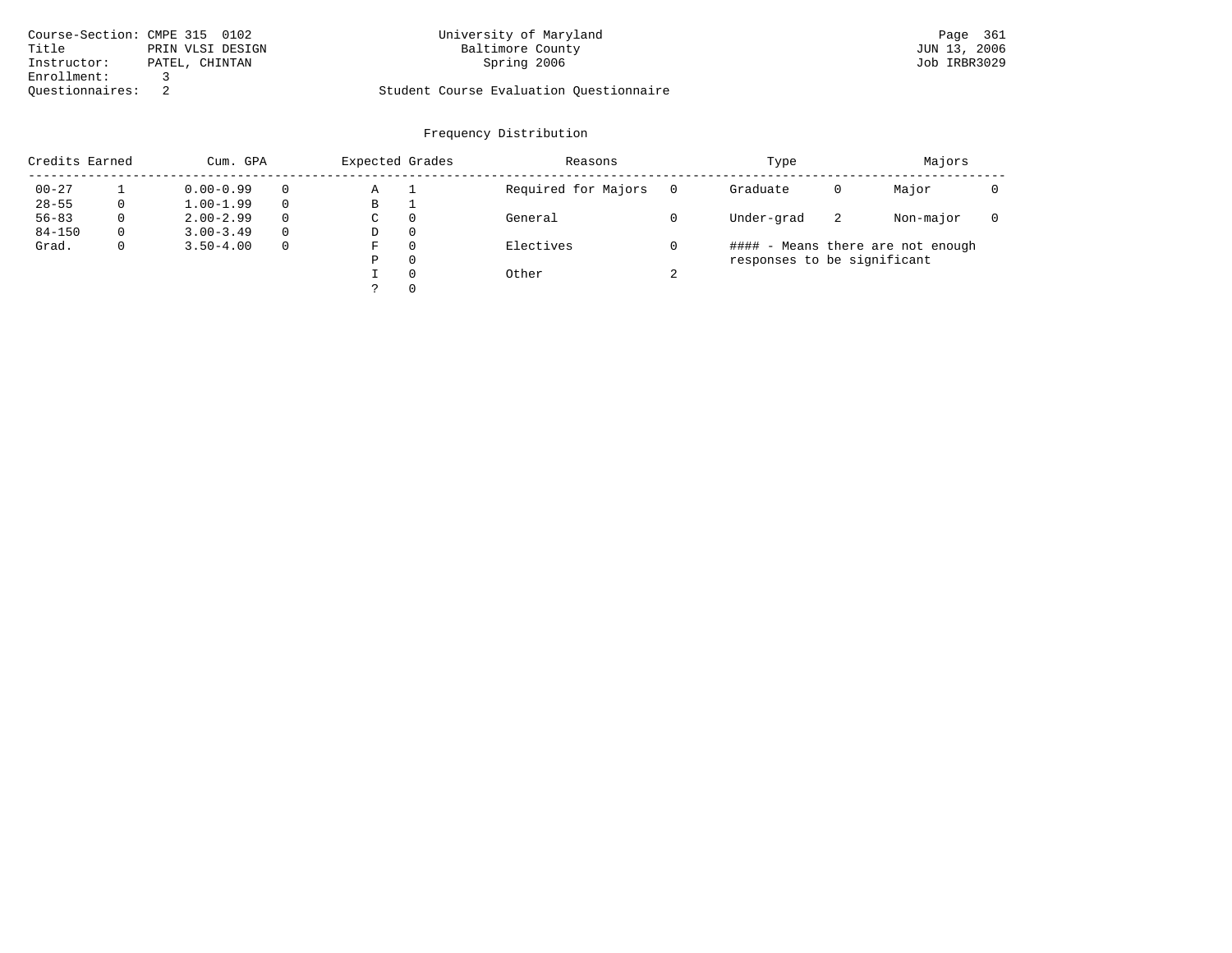Course-Section: CMPE 315 0102
Title: PRIN VLSI DESIGN
Instructor: PATEL, CHINTAN
Enrollment: 3
Questionnaires: 2

University of Maryland
Baltimore County
Spring 2006

Student Course Evaluation Questionnaire

JUN 13, 2006
Job IRBR3029

## Frequency Distribution

| Credits Earned | | Cum. GPA | | Expected Grades | | Reasons | | Type | | Majors | |
|---|---|---|---|---|---|---|---|---|---|---|---|
| 00-27 | 1 | 0.00-0.99 | 0 | A | 1 | Required for Majors | 0 | Graduate | 0 | Major | 0 |
| 28-55 | 0 | 1.00-1.99 | 0 | B | 1 | | | | | | |
| 56-83 | 0 | 2.00-2.99 | 0 | C | 0 | General | 0 | Under-grad | 2 | Non-major | 0 |
| 84-150 | 0 | 3.00-3.49 | 0 | D | 0 | | | | | | |
| Grad. | 0 | 3.50-4.00 | 0 | F | 0 | Electives | 0 | | | | |
| | | | | P | 0 | | | | | | |
| | | | | I | 0 | Other | 2 | | | | |
| | | | | ? | 0 | | | | | | |

#### - Means there are not enough responses to be significant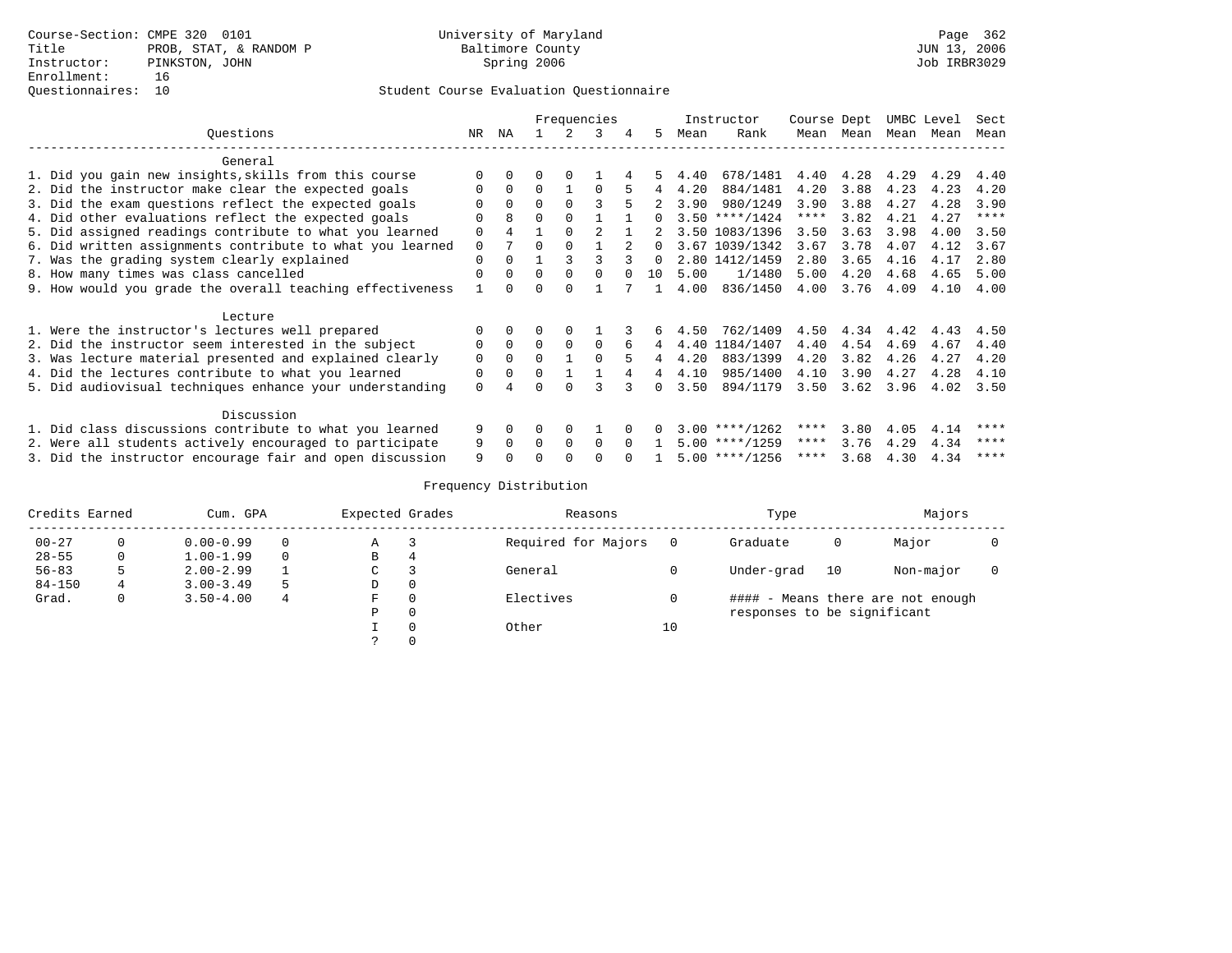Course-Section: CMPE 320 0101
Title: PROB, STAT, & RANDOM P
Instructor: PINKSTON, JOHN
Enrollment: 16
Questionnaires: 10

University of Maryland
Baltimore County
Spring 2006

JUN 13, 2006
Job IRBR3029

## Student Course Evaluation Questionnaire

| Questions | NR | NA | 1 | 2 | 3 | 4 | 5 | Instructor Mean | Instructor Rank | Course Mean | Dept Mean | UMBC Mean | Level Mean | Sect Mean |
|---|---|---|---|---|---|---|---|---|---|---|---|---|---|---|
| **General** | | | | | | | | | | | | | | |
| 1. Did you gain new insights,skills from this course | 0 | 0 | 0 | 0 | 1 | 4 | 5 | 4.40 | 678/1481 | 4.40 | 4.28 | 4.29 | 4.29 | 4.40 |
| 2. Did the instructor make clear the expected goals | 0 | 0 | 0 | 1 | 0 | 5 | 4 | 4.20 | 884/1481 | 4.20 | 3.88 | 4.23 | 4.23 | 4.20 |
| 3. Did the exam questions reflect the expected goals | 0 | 0 | 0 | 0 | 3 | 5 | 2 | 3.90 | 980/1249 | 3.90 | 3.88 | 4.27 | 4.28 | 3.90 |
| 4. Did other evaluations reflect the expected goals | 0 | 8 | 0 | 0 | 1 | 1 | 0 | 3.50 | ****/1424 | **** | 3.82 | 4.21 | 4.27 | **** |
| 5. Did assigned readings contribute to what you learned | 0 | 4 | 1 | 0 | 2 | 1 | 2 | 3.50 | 1083/1396 | 3.50 | 3.63 | 3.98 | 4.00 | 3.50 |
| 6. Did written assignments contribute to what you learned | 0 | 7 | 0 | 0 | 1 | 2 | 0 | 3.67 | 1039/1342 | 3.67 | 3.78 | 4.07 | 4.12 | 3.67 |
| 7. Was the grading system clearly explained | 0 | 0 | 1 | 3 | 3 | 3 | 0 | 2.80 | 1412/1459 | 2.80 | 3.65 | 4.16 | 4.17 | 2.80 |
| 8. How many times was class cancelled | 0 | 0 | 0 | 0 | 0 | 0 | 10 | 5.00 | 1/1480 | 5.00 | 4.20 | 4.68 | 4.65 | 5.00 |
| 9. How would you grade the overall teaching effectiveness | 1 | 0 | 0 | 0 | 1 | 7 | 1 | 4.00 | 836/1450 | 4.00 | 3.76 | 4.09 | 4.10 | 4.00 |
| **Lecture** | | | | | | | | | | | | | | |
| 1. Were the instructor's lectures well prepared | 0 | 0 | 0 | 0 | 1 | 3 | 6 | 4.50 | 762/1409 | 4.50 | 4.34 | 4.42 | 4.43 | 4.50 |
| 2. Did the instructor seem interested in the subject | 0 | 0 | 0 | 0 | 0 | 6 | 4 | 4.40 | 1184/1407 | 4.40 | 4.54 | 4.69 | 4.67 | 4.40 |
| 3. Was lecture material presented and explained clearly | 0 | 0 | 0 | 1 | 0 | 5 | 4 | 4.20 | 883/1399 | 4.20 | 3.82 | 4.26 | 4.27 | 4.20 |
| 4. Did the lectures contribute to what you learned | 0 | 0 | 0 | 1 | 1 | 4 | 4 | 4.10 | 985/1400 | 4.10 | 3.90 | 4.27 | 4.28 | 4.10 |
| 5. Did audiovisual techniques enhance your understanding | 0 | 4 | 0 | 0 | 3 | 3 | 0 | 3.50 | 894/1179 | 3.50 | 3.62 | 3.96 | 4.02 | 3.50 |
| **Discussion** | | | | | | | | | | | | | | |
| 1. Did class discussions contribute to what you learned | 9 | 0 | 0 | 0 | 1 | 0 | 0 | 3.00 | ****/1262 | **** | 3.80 | 4.05 | 4.14 | **** |
| 2. Were all students actively encouraged to participate | 9 | 0 | 0 | 0 | 0 | 0 | 1 | 5.00 | ****/1259 | **** | 3.76 | 4.29 | 4.34 | **** |
| 3. Did the instructor encourage fair and open discussion | 9 | 0 | 0 | 0 | 0 | 0 | 1 | 5.00 | ****/1256 | **** | 3.68 | 4.30 | 4.34 | **** |

## Frequency Distribution

| Credits Earned | | Cum. GPA | | Expected Grades | | Reasons | | Type | | Majors | |
|---|---|---|---|---|---|---|---|---|---|---|---|
| 00-27 | 0 | 0.00-0.99 | 0 | A | 3 | Required for Majors | 0 | Graduate | 0 | Major | 0 |
| 28-55 | 0 | 1.00-1.99 | 0 | B | 4 | | | | | | |
| 56-83 | 5 | 2.00-2.99 | 1 | C | 3 | General | 0 | Under-grad | 10 | Non-major | 0 |
| 84-150 | 4 | 3.00-3.49 | 5 | D | 0 | | | | | | |
| Grad. | 0 | 3.50-4.00 | 4 | F | 0 | Electives | 0 | #### - Means there are not enough responses to be significant | | | |
| | | | | P | 0 | | | | | | |
| | | | | I | 0 | Other | 10 | | | | |
| | | | | ? | 0 | | | | | | |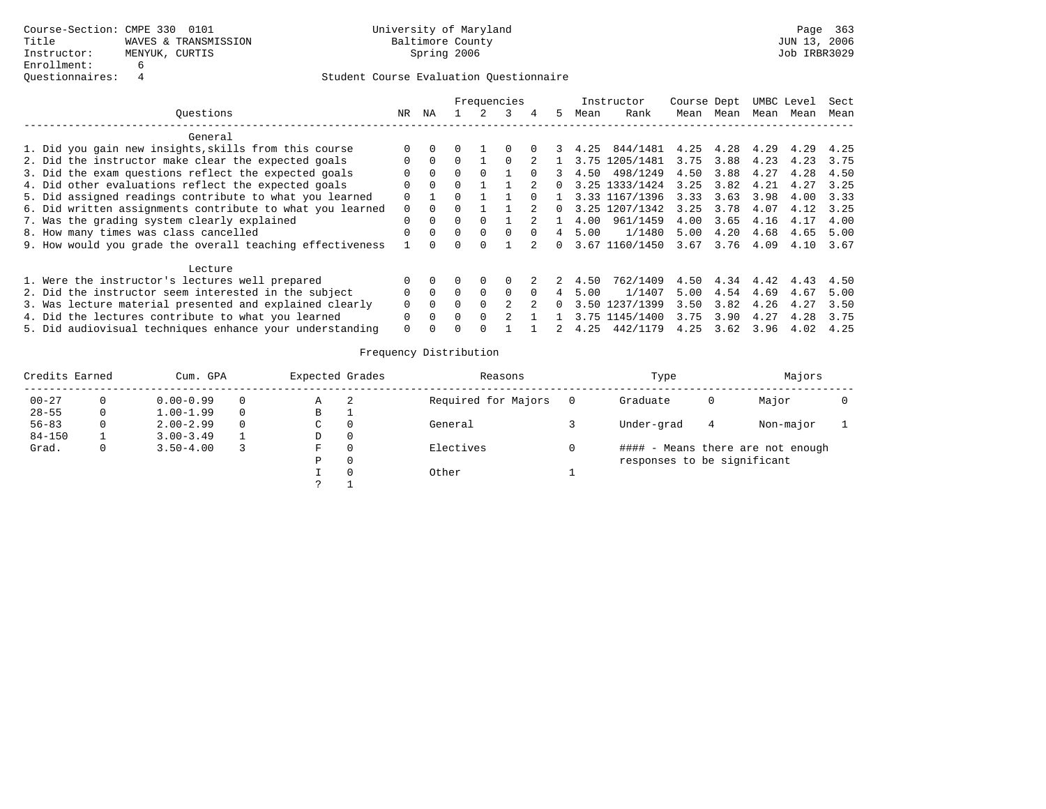Course-Section: CMPE 330 0101
Title: WAVES & TRANSMISSION
Instructor: MENYUK, CURTIS
Enrollment: 6
Questionnaires: 4

University of Maryland
Baltimore County
Spring 2006

JUN 13, 2006
Job IRBR3029

## Student Course Evaluation Questionnaire

| Questions | NR | NA | 1 | 2 | 3 | 4 | 5 | Instructor Mean | Instructor Rank | Course Mean | Dept Mean | UMBC Level Mean | Level Mean | Sect Mean |
|---|---|---|---|---|---|---|---|---|---|---|---|---|---|---|
| **General** | | | | | | | | | | | | | | |
| 1. Did you gain new insights,skills from this course | 0 | 0 | 0 | 1 | 0 | 0 | 3 | 4.25 | 844/1481 | 4.25 | 4.28 | 4.29 | 4.29 | 4.25 |
| 2. Did the instructor make clear the expected goals | 0 | 0 | 0 | 1 | 0 | 2 | 1 | 3.75 | 1205/1481 | 3.75 | 3.88 | 4.23 | 4.23 | 3.75 |
| 3. Did the exam questions reflect the expected goals | 0 | 0 | 0 | 0 | 1 | 0 | 3 | 4.50 | 498/1249 | 4.50 | 3.88 | 4.27 | 4.28 | 4.50 |
| 4. Did other evaluations reflect the expected goals | 0 | 0 | 0 | 1 | 1 | 2 | 0 | 3.25 | 1333/1424 | 3.25 | 3.82 | 4.21 | 4.27 | 3.25 |
| 5. Did assigned readings contribute to what you learned | 0 | 1 | 0 | 1 | 1 | 0 | 1 | 3.33 | 1167/1396 | 3.33 | 3.63 | 3.98 | 4.00 | 3.33 |
| 6. Did written assignments contribute to what you learned | 0 | 0 | 0 | 1 | 1 | 2 | 0 | 3.25 | 1207/1342 | 3.25 | 3.78 | 4.07 | 4.12 | 3.25 |
| 7. Was the grading system clearly explained | 0 | 0 | 0 | 0 | 1 | 2 | 1 | 4.00 | 961/1459 | 4.00 | 3.65 | 4.16 | 4.17 | 4.00 |
| 8. How many times was class cancelled | 0 | 0 | 0 | 0 | 0 | 0 | 4 | 5.00 | 1/1480 | 5.00 | 4.20 | 4.68 | 4.65 | 5.00 |
| 9. How would you grade the overall teaching effectiveness | 1 | 0 | 0 | 0 | 1 | 2 | 0 | 3.67 | 1160/1450 | 3.67 | 3.76 | 4.09 | 4.10 | 3.67 |
| **Lecture** | | | | | | | | | | | | | | |
| 1. Were the instructor's lectures well prepared | 0 | 0 | 0 | 0 | 0 | 2 | 2 | 4.50 | 762/1409 | 4.50 | 4.34 | 4.42 | 4.43 | 4.50 |
| 2. Did the instructor seem interested in the subject | 0 | 0 | 0 | 0 | 0 | 0 | 4 | 5.00 | 1/1407 | 5.00 | 4.54 | 4.69 | 4.67 | 5.00 |
| 3. Was lecture material presented and explained clearly | 0 | 0 | 0 | 0 | 2 | 2 | 0 | 3.50 | 1237/1399 | 3.50 | 3.82 | 4.26 | 4.27 | 3.50 |
| 4. Did the lectures contribute to what you learned | 0 | 0 | 0 | 0 | 2 | 1 | 1 | 3.75 | 1145/1400 | 3.75 | 3.90 | 4.27 | 4.28 | 3.75 |
| 5. Did audiovisual techniques enhance your understanding | 0 | 0 | 0 | 0 | 1 | 1 | 2 | 4.25 | 442/1179 | 4.25 | 3.62 | 3.96 | 4.02 | 4.25 |

## Frequency Distribution

| Credits Earned | | Cum. GPA | | Expected Grades | | Reasons | | Type | | Majors | |
|---|---|---|---|---|---|---|---|---|---|---|---|
| 00-27 | 0 | 0.00-0.99 | 0 | A | 2 | Required for Majors | 0 | Graduate | 0 | Major | 0 |
| 28-55 | 0 | 1.00-1.99 | 0 | B | 1 | | | | | | |
| 56-83 | 0 | 2.00-2.99 | 0 | C | 0 | General | 3 | Under-grad | 4 | Non-major | 1 |
| 84-150 | 1 | 3.00-3.49 | 1 | D | 0 | | | | | | |
| Grad. | 0 | 3.50-4.00 | 3 | F | 0 | Electives | 0 | #### - Means there are not enough responses to be significant | | | |
| | | | | P | 0 | | | | | | |
| | | | | I | 0 | Other | 1 | | | | |
| | | | | ? | 1 | | | | | | |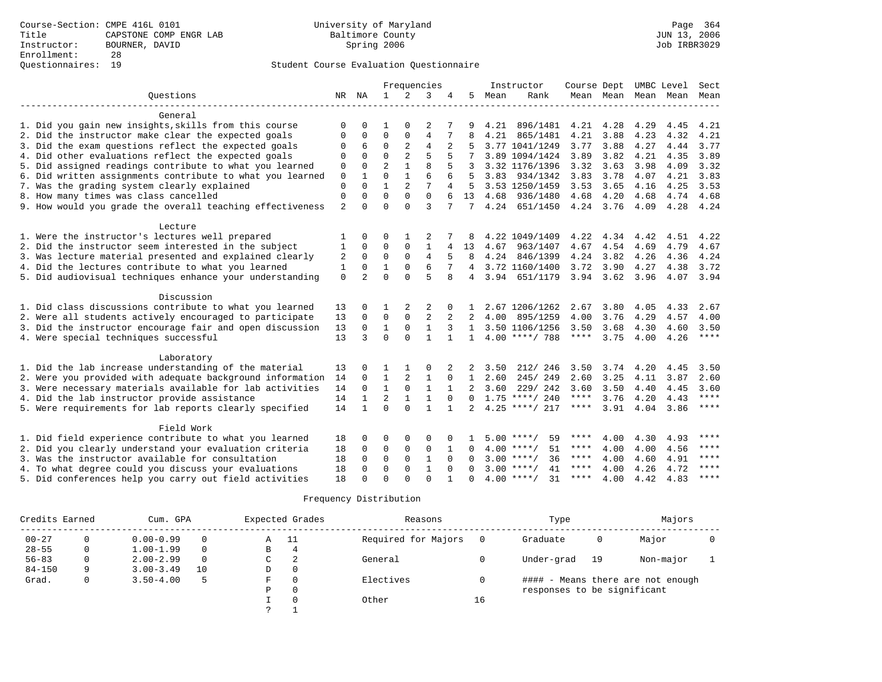Course-Section: CMPE 416L 0101
Title: CAPSTONE COMP ENGR LAB
Instructor: BOURNER, DAVID
Enrollment: 28
Questionnaires: 19

University of Maryland
Baltimore County
Spring 2006

JUN 13, 2006
Job IRBR3029

## Student Course Evaluation Questionnaire

| Questions | NR | NA | 1 | 2 | 3 | 4 | 5 | Instructor Mean | Instructor Rank | Course Mean | Dept Mean | UMBC Mean | Level Mean | Sect Mean |
|---|---|---|---|---|---|---|---|---|---|---|---|---|---|---|
| **General** | | | | | | | | | | | | | | |
| 1. Did you gain new insights,skills from this course | 0 | 0 | 1 | 0 | 2 | 7 | 9 | 4.21 | 896/1481 | 4.21 | 4.28 | 4.29 | 4.45 | 4.21 |
| 2. Did the instructor make clear the expected goals | 0 | 0 | 0 | 0 | 4 | 7 | 8 | 4.21 | 865/1481 | 4.21 | 3.88 | 4.23 | 4.32 | 4.21 |
| 3. Did the exam questions reflect the expected goals | 0 | 6 | 0 | 2 | 4 | 2 | 5 | 3.77 | 1041/1249 | 3.77 | 3.88 | 4.27 | 4.44 | 3.77 |
| 4. Did other evaluations reflect the expected goals | 0 | 0 | 0 | 2 | 5 | 5 | 7 | 3.89 | 1094/1424 | 3.89 | 3.82 | 4.21 | 4.35 | 3.89 |
| 5. Did assigned readings contribute to what you learned | 0 | 0 | 2 | 1 | 8 | 5 | 3 | 3.32 | 1176/1396 | 3.32 | 3.63 | 3.98 | 4.09 | 3.32 |
| 6. Did written assignments contribute to what you learned | 0 | 1 | 0 | 1 | 6 | 6 | 5 | 3.83 | 934/1342 | 3.83 | 3.78 | 4.07 | 4.21 | 3.83 |
| 7. Was the grading system clearly explained | 0 | 0 | 1 | 2 | 7 | 4 | 5 | 3.53 | 1250/1459 | 3.53 | 3.65 | 4.16 | 4.25 | 3.53 |
| 8. How many times was class cancelled | 0 | 0 | 0 | 0 | 0 | 6 | 13 | 4.68 | 936/1480 | 4.68 | 4.20 | 4.68 | 4.74 | 4.68 |
| 9. How would you grade the overall teaching effectiveness | 2 | 0 | 0 | 0 | 3 | 7 | 7 | 4.24 | 651/1450 | 4.24 | 3.76 | 4.09 | 4.28 | 4.24 |
| **Lecture** | | | | | | | | | | | | | | |
| 1. Were the instructor's lectures well prepared | 1 | 0 | 0 | 1 | 2 | 7 | 8 | 4.22 | 1049/1409 | 4.22 | 4.34 | 4.42 | 4.51 | 4.22 |
| 2. Did the instructor seem interested in the subject | 1 | 0 | 0 | 0 | 1 | 4 | 13 | 4.67 | 963/1407 | 4.67 | 4.54 | 4.69 | 4.79 | 4.67 |
| 3. Was lecture material presented and explained clearly | 2 | 0 | 0 | 0 | 4 | 5 | 8 | 4.24 | 846/1399 | 4.24 | 3.82 | 4.26 | 4.36 | 4.24 |
| 4. Did the lectures contribute to what you learned | 1 | 0 | 1 | 0 | 6 | 7 | 4 | 3.72 | 1160/1400 | 3.72 | 3.90 | 4.27 | 4.38 | 3.72 |
| 5. Did audiovisual techniques enhance your understanding | 0 | 2 | 0 | 0 | 5 | 8 | 4 | 3.94 | 651/1179 | 3.94 | 3.62 | 3.96 | 4.07 | 3.94 |
| **Discussion** | | | | | | | | | | | | | | |
| 1. Did class discussions contribute to what you learned | 13 | 0 | 1 | 2 | 2 | 0 | 1 | 2.67 | 1206/1262 | 2.67 | 3.80 | 4.05 | 4.33 | 2.67 |
| 2. Were all students actively encouraged to participate | 13 | 0 | 0 | 0 | 2 | 2 | 2 | 4.00 | 895/1259 | 4.00 | 3.76 | 4.29 | 4.57 | 4.00 |
| 3. Did the instructor encourage fair and open discussion | 13 | 0 | 1 | 0 | 1 | 3 | 1 | 3.50 | 1106/1256 | 3.50 | 3.68 | 4.30 | 4.60 | 3.50 |
| 4. Were special techniques successful | 13 | 3 | 0 | 0 | 1 | 1 | 1 | 4.00 | ****/ 788 | **** | 3.75 | 4.00 | 4.26 | **** |
| **Laboratory** | | | | | | | | | | | | | | |
| 1. Did the lab increase understanding of the material | 13 | 0 | 1 | 1 | 0 | 2 | 2 | 3.50 | 212/ 246 | 3.50 | 3.74 | 4.20 | 4.45 | 3.50 |
| 2. Were you provided with adequate background information | 14 | 0 | 1 | 2 | 1 | 0 | 1 | 2.60 | 245/ 249 | 2.60 | 3.25 | 4.11 | 3.87 | 2.60 |
| 3. Were necessary materials available for lab activities | 14 | 0 | 1 | 0 | 1 | 1 | 2 | 3.60 | 229/ 242 | 3.60 | 3.50 | 4.40 | 4.45 | 3.60 |
| 4. Did the lab instructor provide assistance | 14 | 1 | 2 | 1 | 1 | 0 | 0 | 1.75 | ****/ 240 | **** | 3.76 | 4.20 | 4.43 | **** |
| 5. Were requirements for lab reports clearly specified | 14 | 1 | 0 | 0 | 1 | 1 | 2 | 4.25 | ****/ 217 | **** | 3.91 | 4.04 | 3.86 | **** |
| **Field Work** | | | | | | | | | | | | | | |
| 1. Did field experience contribute to what you learned | 18 | 0 | 0 | 0 | 0 | 0 | 1 | 5.00 | ****/ 59 | **** | 4.00 | 4.30 | 4.93 | **** |
| 2. Did you clearly understand your evaluation criteria | 18 | 0 | 0 | 0 | 0 | 1 | 0 | 4.00 | ****/ 51 | **** | 4.00 | 4.00 | 4.56 | **** |
| 3. Was the instructor available for consultation | 18 | 0 | 0 | 0 | 1 | 0 | 0 | 3.00 | ****/ 36 | **** | 4.00 | 4.60 | 4.91 | **** |
| 4. To what degree could you discuss your evaluations | 18 | 0 | 0 | 0 | 1 | 0 | 0 | 3.00 | ****/ 41 | **** | 4.00 | 4.26 | 4.72 | **** |
| 5. Did conferences help you carry out field activities | 18 | 0 | 0 | 0 | 0 | 1 | 0 | 4.00 | ****/ 31 | **** | 4.00 | 4.42 | 4.83 | **** |

## Frequency Distribution

| Credits Earned | | Cum. GPA | | Expected Grades | | Reasons | | Type | | Majors | |
|---|---|---|---|---|---|---|---|---|---|---|---|
| 00-27 | 0 | 0.00-0.99 | 0 | A | 11 | Required for Majors | 0 | Graduate | 0 | Major | 0 |
| 28-55 | 0 | 1.00-1.99 | 0 | B | 4 | | | | | | |
| 56-83 | 0 | 2.00-2.99 | 0 | C | 2 | General | 0 | Under-grad | 19 | Non-major | 1 |
| 84-150 | 9 | 3.00-3.49 | 10 | D | 0 | | | | | | |
| Grad. | 0 | 3.50-4.00 | 5 | F | 0 | Electives | 0 | #### - Means there are not enough responses to be significant | | | |
| | | | | P | 0 | | | | | | |
| | | | | I | 0 | Other | 16 | | | | |
| | | | | ? | 1 | | | | | | |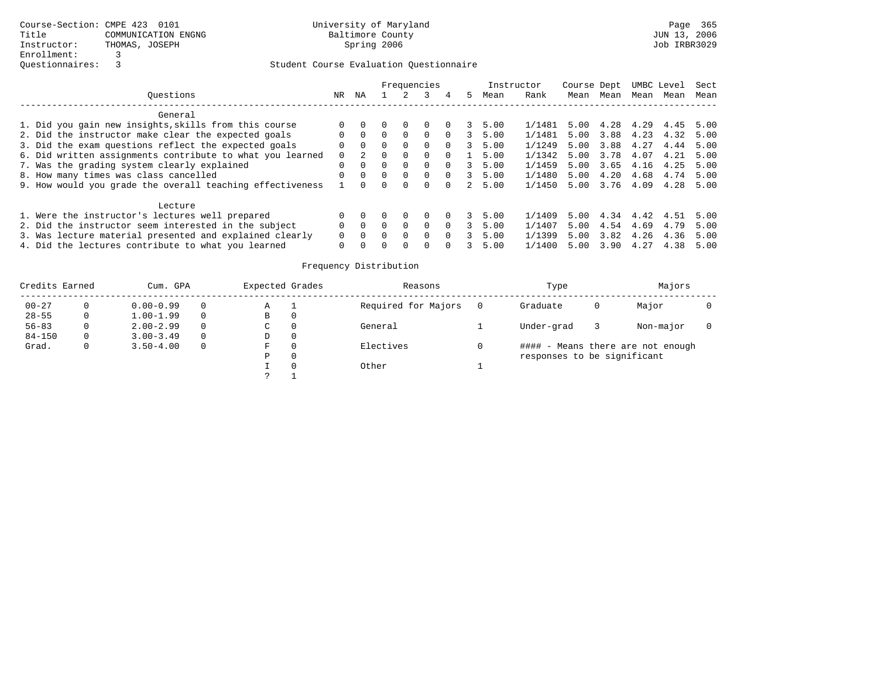Course-Section: CMPE 423 0101
Title: COMMUNICATION ENGNG
Instructor: THOMAS, JOSEPH
Enrollment: 3
Questionnaires: 3

University of Maryland
Baltimore County
Spring 2006

Page 365
JUN 13, 2006
Job IRBR3029

## Student Course Evaluation Questionnaire

| Questions | NR | NA | 1 | 2 | 3 | 4 | 5 | Instructor Mean | Rank | Course Mean | Dept Mean | UMBC Mean | Level Mean | Sect Mean |
|---|---|---|---|---|---|---|---|---|---|---|---|---|---|---|
| **General** | | | | | | | | | | | | | | |
| 1. Did you gain new insights,skills from this course | 0 | 0 | 0 | 0 | 0 | 0 | 3 | 5.00 | 1/1481 | 5.00 | 4.28 | 4.29 | 4.45 | 5.00 |
| 2. Did the instructor make clear the expected goals | 0 | 0 | 0 | 0 | 0 | 0 | 3 | 5.00 | 1/1481 | 5.00 | 3.88 | 4.23 | 4.32 | 5.00 |
| 3. Did the exam questions reflect the expected goals | 0 | 0 | 0 | 0 | 0 | 0 | 3 | 5.00 | 1/1249 | 5.00 | 3.88 | 4.27 | 4.44 | 5.00 |
| 6. Did written assignments contribute to what you learned | 0 | 2 | 0 | 0 | 0 | 0 | 1 | 5.00 | 1/1342 | 5.00 | 3.78 | 4.07 | 4.21 | 5.00 |
| 7. Was the grading system clearly explained | 0 | 0 | 0 | 0 | 0 | 0 | 3 | 5.00 | 1/1459 | 5.00 | 3.65 | 4.16 | 4.25 | 5.00 |
| 8. How many times was class cancelled | 0 | 0 | 0 | 0 | 0 | 0 | 3 | 5.00 | 1/1480 | 5.00 | 4.20 | 4.68 | 4.74 | 5.00 |
| 9. How would you grade the overall teaching effectiveness | 1 | 0 | 0 | 0 | 0 | 0 | 2 | 5.00 | 1/1450 | 5.00 | 3.76 | 4.09 | 4.28 | 5.00 |
| **Lecture** | | | | | | | | | | | | | | |
| 1. Were the instructor's lectures well prepared | 0 | 0 | 0 | 0 | 0 | 0 | 3 | 5.00 | 1/1409 | 5.00 | 4.34 | 4.42 | 4.51 | 5.00 |
| 2. Did the instructor seem interested in the subject | 0 | 0 | 0 | 0 | 0 | 0 | 3 | 5.00 | 1/1407 | 5.00 | 4.54 | 4.69 | 4.79 | 5.00 |
| 3. Was lecture material presented and explained clearly | 0 | 0 | 0 | 0 | 0 | 0 | 3 | 5.00 | 1/1399 | 5.00 | 3.82 | 4.26 | 4.36 | 5.00 |
| 4. Did the lectures contribute to what you learned | 0 | 0 | 0 | 0 | 0 | 0 | 3 | 5.00 | 1/1400 | 5.00 | 3.90 | 4.27 | 4.38 | 5.00 |

## Frequency Distribution

| Credits Earned | | Cum. GPA | | Expected Grades | | Reasons | | Type | | Majors | |
|---|---|---|---|---|---|---|---|---|---|---|---|
| 00-27 | 0 | 0.00-0.99 | 0 | A | 1 | Required for Majors | 0 | Graduate | 0 | Major | 0 |
| 28-55 | 0 | 1.00-1.99 | 0 | B | 0 | | | | | | |
| 56-83 | 0 | 2.00-2.99 | 0 | C | 0 | General | 1 | Under-grad | 3 | Non-major | 0 |
| 84-150 | 0 | 3.00-3.49 | 0 | D | 0 | | | | | | |
| Grad. | 0 | 3.50-4.00 | 0 | F | 0 | Electives | 0 | | | | |
| | | | | P | 0 | | | | | | |
| | | | | I | 0 | Other | 1 | | | | |
| | | | | ? | 1 | | | | | | |

#### - Means there are not enough responses to be significant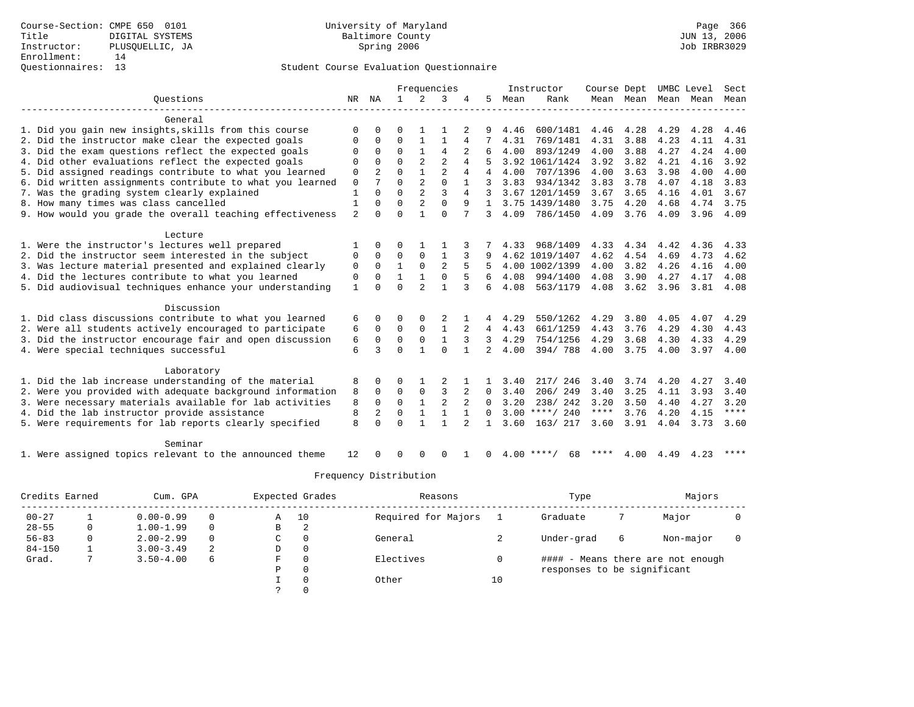Course-Section: CMPE 650 0101
Title: DIGITAL SYSTEMS
Instructor: PLUSQUELLIC, JA
Enrollment: 14
Questionnaires: 13

University of Maryland
Baltimore County
Spring 2006

JUN 13, 2006
Job IRBR3029

## Student Course Evaluation Questionnaire

| Questions | NR | NA | 1 | 2 | 3 | 4 | 5 | Instructor Mean | Instructor Rank | Course Mean | Dept Mean | UMBC Mean | Level Mean | Sect Mean |
|---|---|---|---|---|---|---|---|---|---|---|---|---|---|---|
| **General** | | | | | | | | | | | | | | |
| 1. Did you gain new insights,skills from this course | 0 | 0 | 0 | 1 | 1 | 2 | 9 | 4.46 | 600/1481 | 4.46 | 4.28 | 4.29 | 4.28 | 4.46 |
| 2. Did the instructor make clear the expected goals | 0 | 0 | 0 | 1 | 1 | 4 | 7 | 4.31 | 769/1481 | 4.31 | 3.88 | 4.23 | 4.11 | 4.31 |
| 3. Did the exam questions reflect the expected goals | 0 | 0 | 0 | 1 | 4 | 2 | 6 | 4.00 | 893/1249 | 4.00 | 3.88 | 4.27 | 4.24 | 4.00 |
| 4. Did other evaluations reflect the expected goals | 0 | 0 | 0 | 2 | 2 | 4 | 5 | 3.92 | 1061/1424 | 3.92 | 3.82 | 4.21 | 4.16 | 3.92 |
| 5. Did assigned readings contribute to what you learned | 0 | 2 | 0 | 1 | 2 | 4 | 4 | 4.00 | 707/1396 | 4.00 | 3.63 | 3.98 | 4.00 | 4.00 |
| 6. Did written assignments contribute to what you learned | 0 | 7 | 0 | 2 | 0 | 1 | 3 | 3.83 | 934/1342 | 3.83 | 3.78 | 4.07 | 4.18 | 3.83 |
| 7. Was the grading system clearly explained | 1 | 0 | 0 | 2 | 3 | 4 | 3 | 3.67 | 1201/1459 | 3.67 | 3.65 | 4.16 | 4.01 | 3.67 |
| 8. How many times was class cancelled | 1 | 0 | 0 | 2 | 0 | 9 | 1 | 3.75 | 1439/1480 | 3.75 | 4.20 | 4.68 | 4.74 | 3.75 |
| 9. How would you grade the overall teaching effectiveness | 2 | 0 | 0 | 1 | 0 | 7 | 3 | 4.09 | 786/1450 | 4.09 | 3.76 | 4.09 | 3.96 | 4.09 |
| **Lecture** | | | | | | | | | | | | | | |
| 1. Were the instructor's lectures well prepared | 1 | 0 | 0 | 1 | 1 | 3 | 7 | 4.33 | 968/1409 | 4.33 | 4.34 | 4.42 | 4.36 | 4.33 |
| 2. Did the instructor seem interested in the subject | 0 | 0 | 0 | 0 | 1 | 3 | 9 | 4.62 | 1019/1407 | 4.62 | 4.54 | 4.69 | 4.73 | 4.62 |
| 3. Was lecture material presented and explained clearly | 0 | 0 | 1 | 0 | 2 | 5 | 5 | 4.00 | 1002/1399 | 4.00 | 3.82 | 4.26 | 4.16 | 4.00 |
| 4. Did the lectures contribute to what you learned | 0 | 0 | 1 | 1 | 0 | 5 | 6 | 4.08 | 994/1400 | 4.08 | 3.90 | 4.27 | 4.17 | 4.08 |
| 5. Did audiovisual techniques enhance your understanding | 1 | 0 | 0 | 2 | 1 | 3 | 6 | 4.08 | 563/1179 | 4.08 | 3.62 | 3.96 | 3.81 | 4.08 |
| **Discussion** | | | | | | | | | | | | | | |
| 1. Did class discussions contribute to what you learned | 6 | 0 | 0 | 0 | 2 | 1 | 4 | 4.29 | 550/1262 | 4.29 | 3.80 | 4.05 | 4.07 | 4.29 |
| 2. Were all students actively encouraged to participate | 6 | 0 | 0 | 0 | 1 | 2 | 4 | 4.43 | 661/1259 | 4.43 | 3.76 | 4.29 | 4.30 | 4.43 |
| 3. Did the instructor encourage fair and open discussion | 6 | 0 | 0 | 0 | 1 | 3 | 3 | 4.29 | 754/1256 | 4.29 | 3.68 | 4.30 | 4.33 | 4.29 |
| 4. Were special techniques successful | 6 | 3 | 0 | 1 | 0 | 1 | 2 | 4.00 | 394/ 788 | 4.00 | 3.75 | 4.00 | 3.97 | 4.00 |
| **Laboratory** | | | | | | | | | | | | | | |
| 1. Did the lab increase understanding of the material | 8 | 0 | 0 | 1 | 2 | 1 | 1 | 3.40 | 217/ 246 | 3.40 | 3.74 | 4.20 | 4.27 | 3.40 |
| 2. Were you provided with adequate background information | 8 | 0 | 0 | 0 | 3 | 2 | 0 | 3.40 | 206/ 249 | 3.40 | 3.25 | 4.11 | 3.93 | 3.40 |
| 3. Were necessary materials available for lab activities | 8 | 0 | 0 | 1 | 2 | 2 | 0 | 3.20 | 238/ 242 | 3.20 | 3.50 | 4.40 | 4.27 | 3.20 |
| 4. Did the lab instructor provide assistance | 8 | 2 | 0 | 1 | 1 | 1 | 0 | 3.00 | ****/ 240 | **** | 3.76 | 4.20 | 4.15 | **** |
| 5. Were requirements for lab reports clearly specified | 8 | 0 | 0 | 1 | 1 | 2 | 1 | 3.60 | 163/ 217 | 3.60 | 3.91 | 4.04 | 3.73 | 3.60 |
| **Seminar** | | | | | | | | | | | | | | |
| 1. Were assigned topics relevant to the announced theme | 12 | 0 | 0 | 0 | 0 | 1 | 0 | 4.00 | ****/ 68 | **** | 4.00 | 4.49 | 4.23 | **** |

## Frequency Distribution

| Credits Earned | | Cum. GPA | | Expected Grades | | Reasons | | Type | | Majors | |
|---|---|---|---|---|---|---|---|---|---|---|---|
| 00-27 | 1 | 0.00-0.99 | 0 | A | 10 | Required for Majors | 1 | Graduate | 7 | Major | 0 |
| 28-55 | 0 | 1.00-1.99 | 0 | B | 2 | | | | | | |
| 56-83 | 0 | 2.00-2.99 | 0 | C | 0 | General | 2 | Under-grad | 6 | Non-major | 0 |
| 84-150 | 1 | 3.00-3.49 | 2 | D | 0 | | | | | | |
| Grad. | 7 | 3.50-4.00 | 6 | F | 0 | Electives | 0 | #### - Means there are not enough responses to be significant | | | |
| | | | | P | 0 | | | | | | |
| | | | | I | 0 | Other | 10 | | | | |
| | | | | ? | 0 | | | | | | |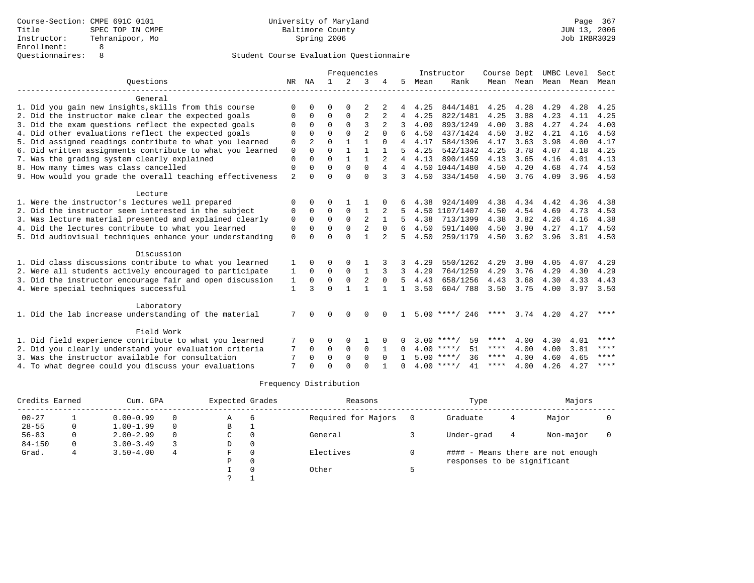Course-Section: CMPE 691C 0101
Title: SPEC TOP IN CMPE
Instructor: Tehranipoor, Mo
Enrollment: 8
Questionnaires: 8

University of Maryland
Baltimore County
Spring 2006

Page 367
JUN 13, 2006
Job IRBR3029

## Student Course Evaluation Questionnaire

| Questions | NR | NA | 1 | 2 | 3 | 4 | 5 | Instructor Mean | Rank | Course Mean | Dept Mean | UMBC Level Mean | Level Mean | Sect Mean |
|---|---|---|---|---|---|---|---|---|---|---|---|---|---|---|
| **General** | | | | | | | | | | | | | | |
| 1. Did you gain new insights,skills from this course | 0 | 0 | 0 | 0 | 2 | 2 | 4 | 4.25 | 844/1481 | 4.25 | 4.28 | 4.29 | 4.28 | 4.25 |
| 2. Did the instructor make clear the expected goals | 0 | 0 | 0 | 0 | 2 | 2 | 4 | 4.25 | 822/1481 | 4.25 | 3.88 | 4.23 | 4.11 | 4.25 |
| 3. Did the exam questions reflect the expected goals | 0 | 0 | 0 | 0 | 3 | 2 | 3 | 4.00 | 893/1249 | 4.00 | 3.88 | 4.27 | 4.24 | 4.00 |
| 4. Did other evaluations reflect the expected goals | 0 | 0 | 0 | 0 | 2 | 0 | 6 | 4.50 | 437/1424 | 4.50 | 3.82 | 4.21 | 4.16 | 4.50 |
| 5. Did assigned readings contribute to what you learned | 0 | 2 | 0 | 1 | 1 | 0 | 4 | 4.17 | 584/1396 | 4.17 | 3.63 | 3.98 | 4.00 | 4.17 |
| 6. Did written assignments contribute to what you learned | 0 | 0 | 0 | 1 | 1 | 1 | 5 | 4.25 | 542/1342 | 4.25 | 3.78 | 4.07 | 4.18 | 4.25 |
| 7. Was the grading system clearly explained | 0 | 0 | 0 | 1 | 1 | 2 | 4 | 4.13 | 890/1459 | 4.13 | 3.65 | 4.16 | 4.01 | 4.13 |
| 8. How many times was class cancelled | 0 | 0 | 0 | 0 | 0 | 4 | 4 | 4.50 | 1044/1480 | 4.50 | 4.20 | 4.68 | 4.74 | 4.50 |
| 9. How would you grade the overall teaching effectiveness | 2 | 0 | 0 | 0 | 0 | 3 | 3 | 4.50 | 334/1450 | 4.50 | 3.76 | 4.09 | 3.96 | 4.50 |
| **Lecture** | | | | | | | | | | | | | | |
| 1. Were the instructor's lectures well prepared | 0 | 0 | 0 | 1 | 1 | 0 | 6 | 4.38 | 924/1409 | 4.38 | 4.34 | 4.42 | 4.36 | 4.38 |
| 2. Did the instructor seem interested in the subject | 0 | 0 | 0 | 0 | 1 | 2 | 5 | 4.50 | 1107/1407 | 4.50 | 4.54 | 4.69 | 4.73 | 4.50 |
| 3. Was lecture material presented and explained clearly | 0 | 0 | 0 | 0 | 2 | 1 | 5 | 4.38 | 713/1399 | 4.38 | 3.82 | 4.26 | 4.16 | 4.38 |
| 4. Did the lectures contribute to what you learned | 0 | 0 | 0 | 0 | 2 | 0 | 6 | 4.50 | 591/1400 | 4.50 | 3.90 | 4.27 | 4.17 | 4.50 |
| 5. Did audiovisual techniques enhance your understanding | 0 | 0 | 0 | 0 | 1 | 2 | 5 | 4.50 | 259/1179 | 4.50 | 3.62 | 3.96 | 3.81 | 4.50 |
| **Discussion** | | | | | | | | | | | | | | |
| 1. Did class discussions contribute to what you learned | 1 | 0 | 0 | 0 | 1 | 3 | 3 | 4.29 | 550/1262 | 4.29 | 3.80 | 4.05 | 4.07 | 4.29 |
| 2. Were all students actively encouraged to participate | 1 | 0 | 0 | 0 | 1 | 3 | 3 | 4.29 | 764/1259 | 4.29 | 3.76 | 4.29 | 4.30 | 4.29 |
| 3. Did the instructor encourage fair and open discussion | 1 | 0 | 0 | 0 | 2 | 0 | 5 | 4.43 | 658/1256 | 4.43 | 3.68 | 4.30 | 4.33 | 4.43 |
| 4. Were special techniques successful | 1 | 3 | 0 | 1 | 1 | 1 | 1 | 3.50 | 604/ 788 | 3.50 | 3.75 | 4.00 | 3.97 | 3.50 |
| **Laboratory** | | | | | | | | | | | | | | |
| 1. Did the lab increase understanding of the material | 7 | 0 | 0 | 0 | 0 | 0 | 1 | 5.00 | ****/ 246 | **** | 3.74 | 4.20 | 4.27 | **** |
| **Field Work** | | | | | | | | | | | | | | |
| 1. Did field experience contribute to what you learned | 7 | 0 | 0 | 0 | 1 | 0 | 0 | 3.00 | ****/ 59 | **** | 4.00 | 4.30 | 4.01 | **** |
| 2. Did you clearly understand your evaluation criteria | 7 | 0 | 0 | 0 | 0 | 1 | 0 | 4.00 | ****/ 51 | **** | 4.00 | 4.00 | 3.81 | **** |
| 3. Was the instructor available for consultation | 7 | 0 | 0 | 0 | 0 | 0 | 1 | 5.00 | ****/ 36 | **** | 4.00 | 4.60 | 4.65 | **** |
| 4. To what degree could you discuss your evaluations | 7 | 0 | 0 | 0 | 0 | 1 | 0 | 4.00 | ****/ 41 | **** | 4.00 | 4.26 | 4.27 | **** |

## Frequency Distribution

| Credits Earned | | Cum. GPA | | Expected Grades | | Reasons | | Type | | Majors | |
|---|---|---|---|---|---|---|---|---|---|---|---|
| 00-27 | 1 | 0.00-0.99 | 0 | A | 6 | Required for Majors | 0 | Graduate | 4 | Major | 0 |
| 28-55 | 0 | 1.00-1.99 | 0 | B | 1 | | | | | | |
| 56-83 | 0 | 2.00-2.99 | 0 | C | 0 | General | 3 | Under-grad | 4 | Non-major | 0 |
| 84-150 | 0 | 3.00-3.49 | 3 | D | 0 | | | | | | |
| Grad. | 4 | 3.50-4.00 | 4 | F | 0 | Electives | 0 | | | | |
| | | | | P | 0 | | | | | | |
| | | | | I | 0 | Other | 5 | | | | |
| | | | | ? | 1 | | | | | | |

#### - Means there are not enough responses to be significant